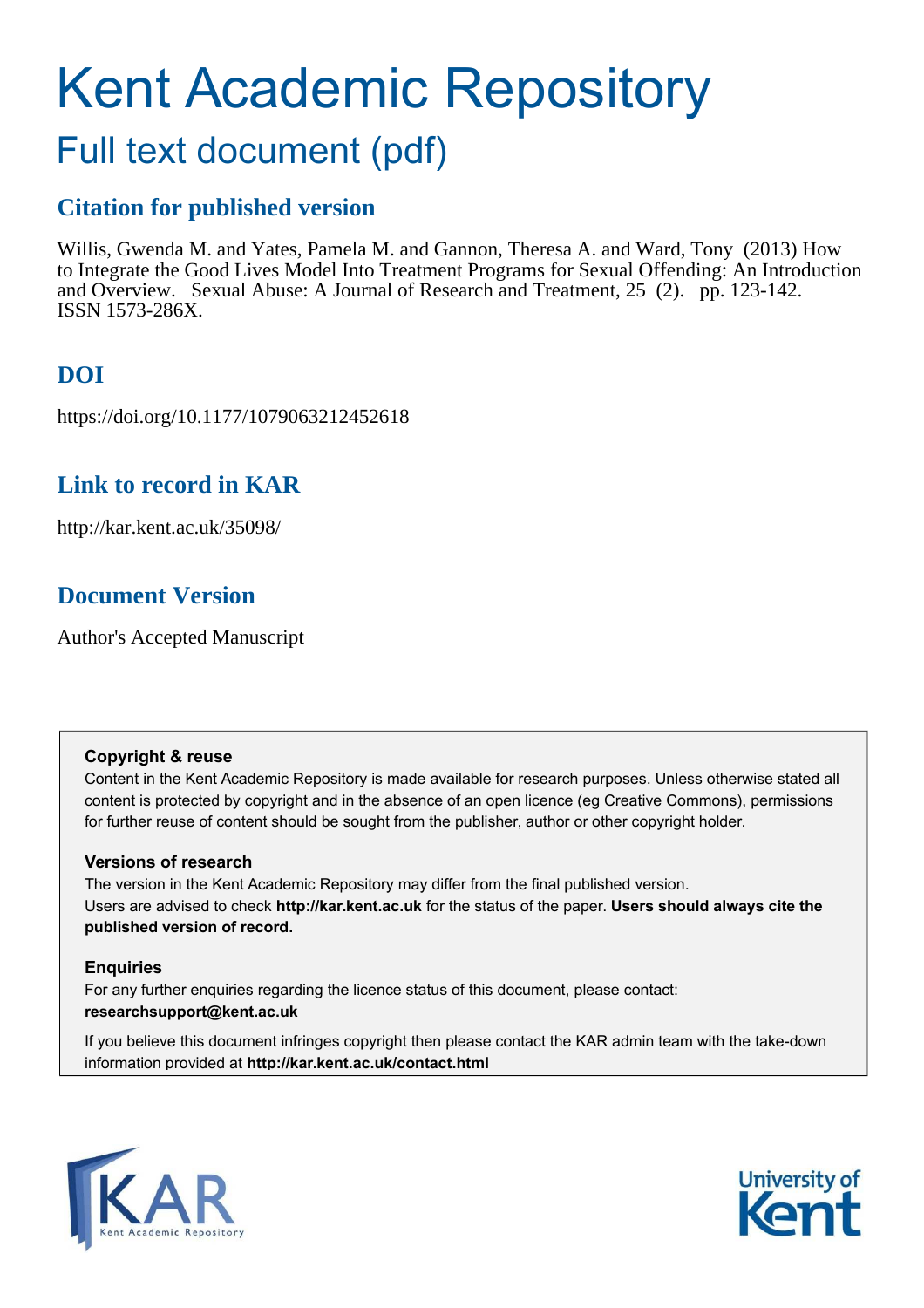# Kent Academic Repository

## Full text document (pdf)

## Citation for published version

Willis, Gwenda M. and Yates, Pamela M. and Gannon, Theresa A. and Ward, Tony (2013) How to Integrate the Good Lives Model Into Treatment Programs for Sexual Offending: An Introduction and Overview. Sexual Abuse: A Journal of Research and Treatment, 25 (2). pp. 123-142. ISSN 1573-286X.

## DOI

https://doi.org/10.1177/1079063212452618

## Link to record in KAR

http://kar.kent.ac.uk/35098/

## Document Version

Author's Accepted Manuscript

**Copyright & reuse**

Content in the Kent Academic Repository is made available for research purposes. Unless otherwise stated all content is protected by copyright and in the absence of an open licence (eg Creative Commons), permissions for further reuse of content should be sought from the publisher, author or other copyright holder.

**Versions of research**

The version in the Kent Academic Repository may differ from the final published version. Users are advised to check **http://kar.kent.ac.uk** for the status of the paper. **Users should always cite the published version of record.**

**Enquiries**

For any further enquiries regarding the licence status of this document, please contact: **researchsupport@kent.ac.uk**

If you believe this document infringes copyright then please contact the KAR admin team with the take-down information provided at **http://kar.kent.ac.uk/contact.html**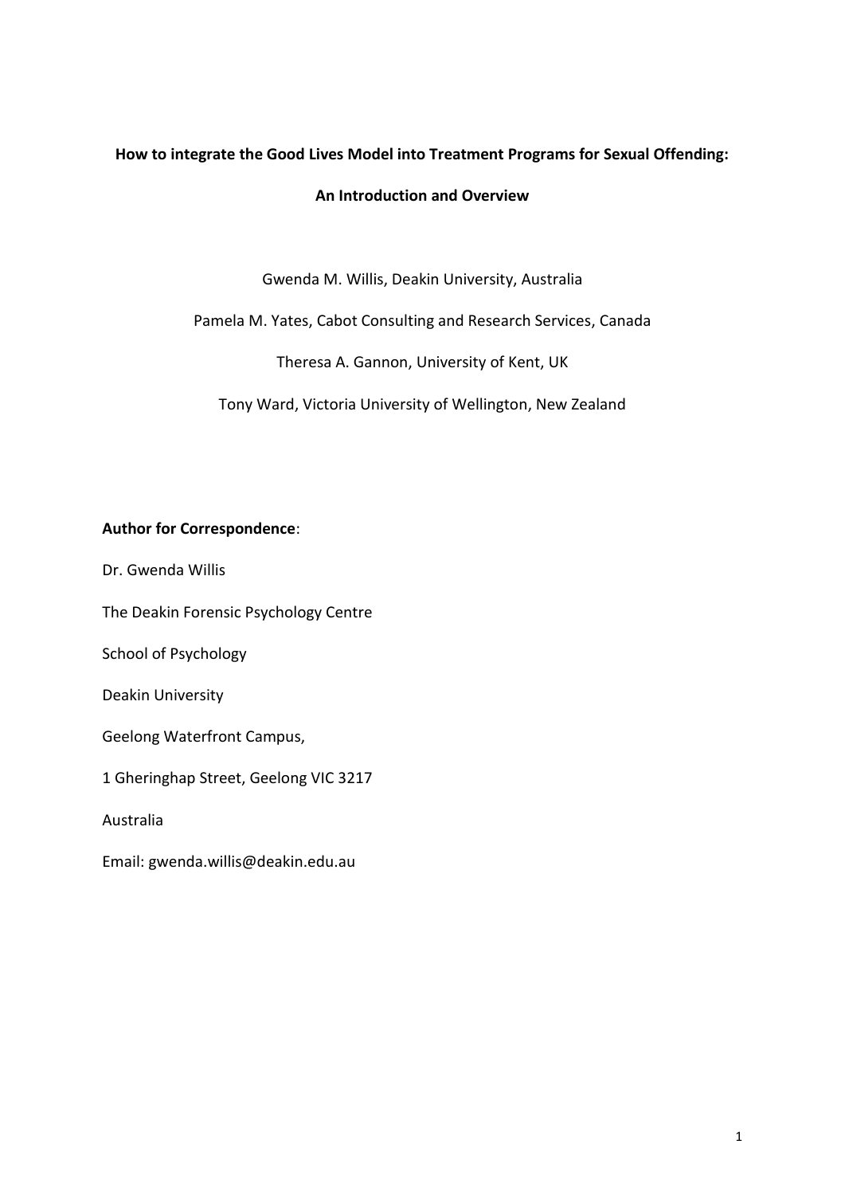**How to integrate the Good Lives Model into Treatment Programs for Sexual Offending:**

**An Introduction and Overview**

Gwenda M. Willis, Deakin University, Australia

Pamela M. Yates, Cabot Consulting and Research Services, Canada

Theresa A. Gannon, University of Kent, UK

Tony Ward, Victoria University of Wellington, New Zealand

**Author for Correspondence**:

Dr. Gwenda Willis

The Deakin Forensic Psychology Centre

School of Psychology

Deakin University

Geelong Waterfront Campus,

1 Gheringhap Street, Geelong VIC 3217

Australia

Email: gwenda.willis@deakin.edu.au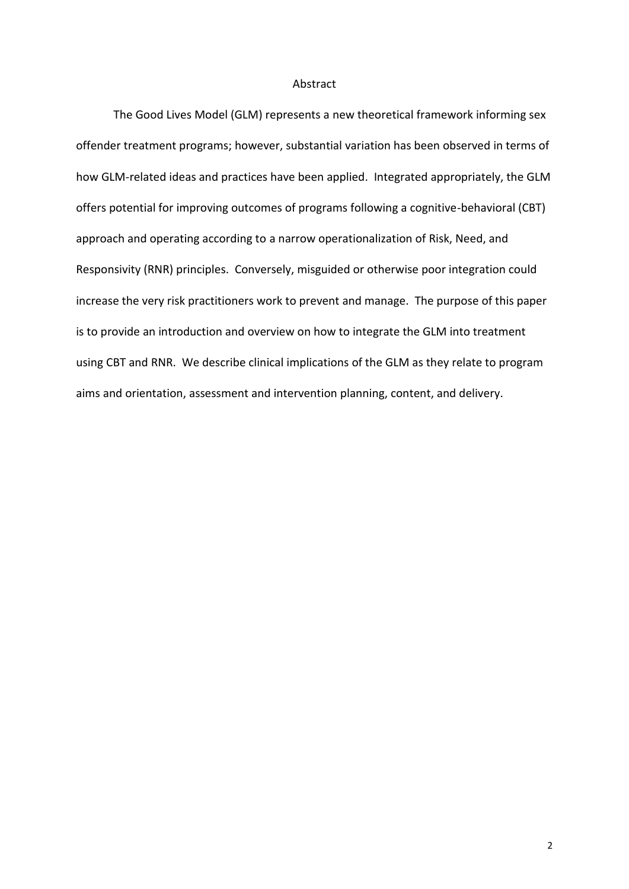# Abstract

The Good Lives Model (GLM) represents a new theoretical framework informing sex offender treatment programs; however, substantial variation has been observed in terms of how GLM-related ideas and practices have been applied. Integrated appropriately, the GLM offers potential for improving outcomes of programs following a cognitive-behavioral (CBT) approach and operating according to a narrow operationalization of Risk, Need, and Responsivity (RNR) principles. Conversely, misguided or otherwise poor integration could increase the very risk practitioners work to prevent and manage. The purpose of this paper is to provide an introduction and overview on how to integrate the GLM into treatment using CBT and RNR. We describe clinical implications of the GLM as they relate to program aims and orientation, assessment and intervention planning, content, and delivery.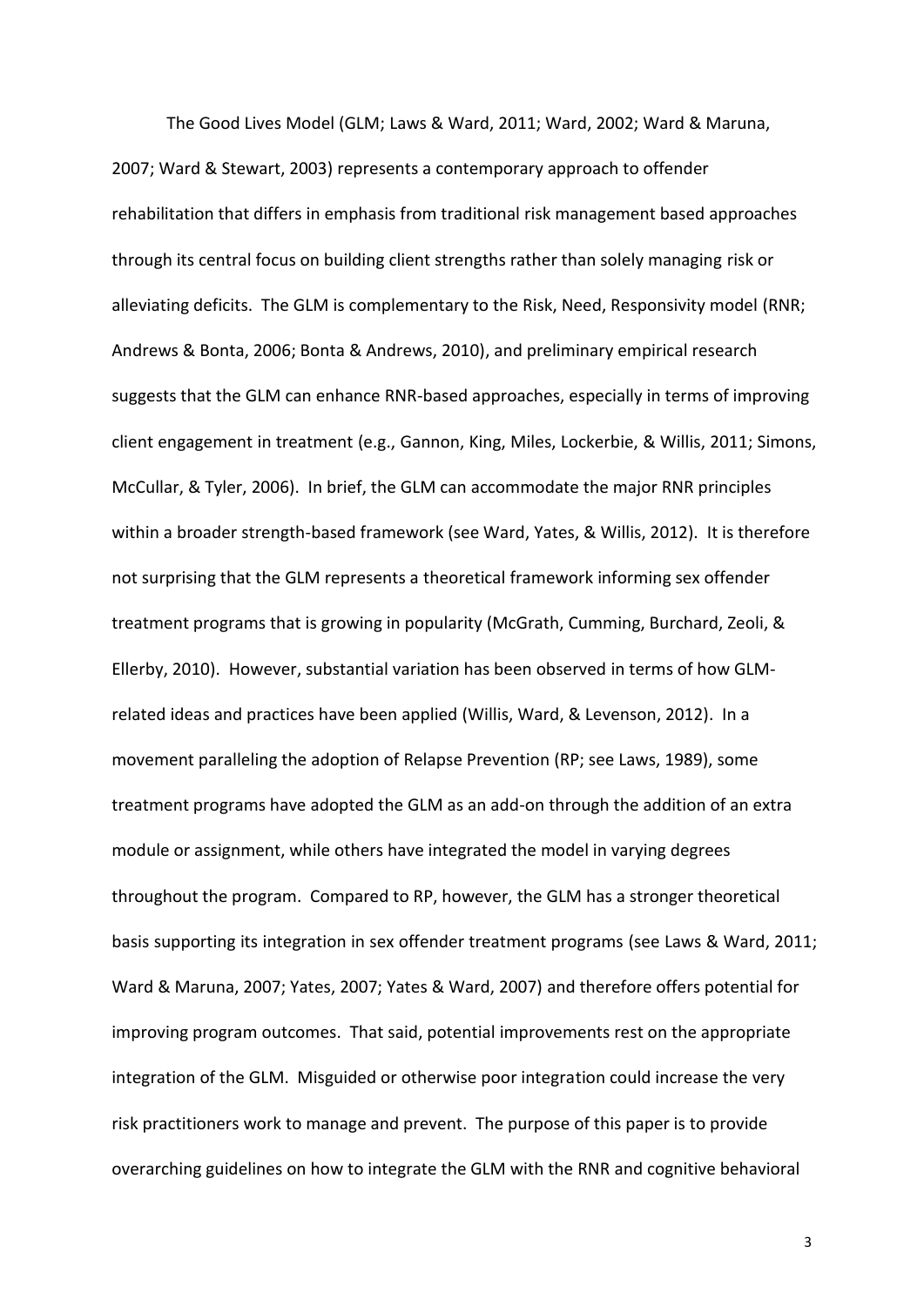The Good Lives Model (GLM; Laws & Ward, 2011; Ward, 2002; Ward & Maruna, 2007; Ward & Stewart, 2003) represents a contemporary approach to offender rehabilitation that differs in emphasis from traditional risk management based approaches through its central focus on building client strengths rather than solely managing risk or alleviating deficits. The GLM is complementary to the Risk, Need, Responsivity model (RNR; Andrews & Bonta, 2006; Bonta & Andrews, 2010), and preliminary empirical research suggests that the GLM can enhance RNR-based approaches, especially in terms of improving client engagement in treatment (e.g., Gannon, King, Miles, Lockerbie, & Willis, 2011; Simons, McCullar, & Tyler, 2006). In brief, the GLM can accommodate the major RNR principles within a broader strength-based framework (see Ward, Yates, & Willis, 2012). It is therefore not surprising that the GLM represents a theoretical framework informing sex offender treatment programs that is growing in popularity (McGrath, Cumming, Burchard, Zeoli, & Ellerby, 2010). However, substantial variation has been observed in terms of how GLM-related ideas and practices have been applied (Willis, Ward, & Levenson, 2012). In a movement paralleling the adoption of Relapse Prevention (RP; see Laws, 1989), some treatment programs have adopted the GLM as an add-on through the addition of an extra module or assignment, while others have integrated the model in varying degrees throughout the program. Compared to RP, however, the GLM has a stronger theoretical basis supporting its integration in sex offender treatment programs (see Laws & Ward, 2011; Ward & Maruna, 2007; Yates, 2007; Yates & Ward, 2007) and therefore offers potential for improving program outcomes. That said, potential improvements rest on the appropriate integration of the GLM. Misguided or otherwise poor integration could increase the very risk practitioners work to manage and prevent. The purpose of this paper is to provide overarching guidelines on how to integrate the GLM with the RNR and cognitive behavioral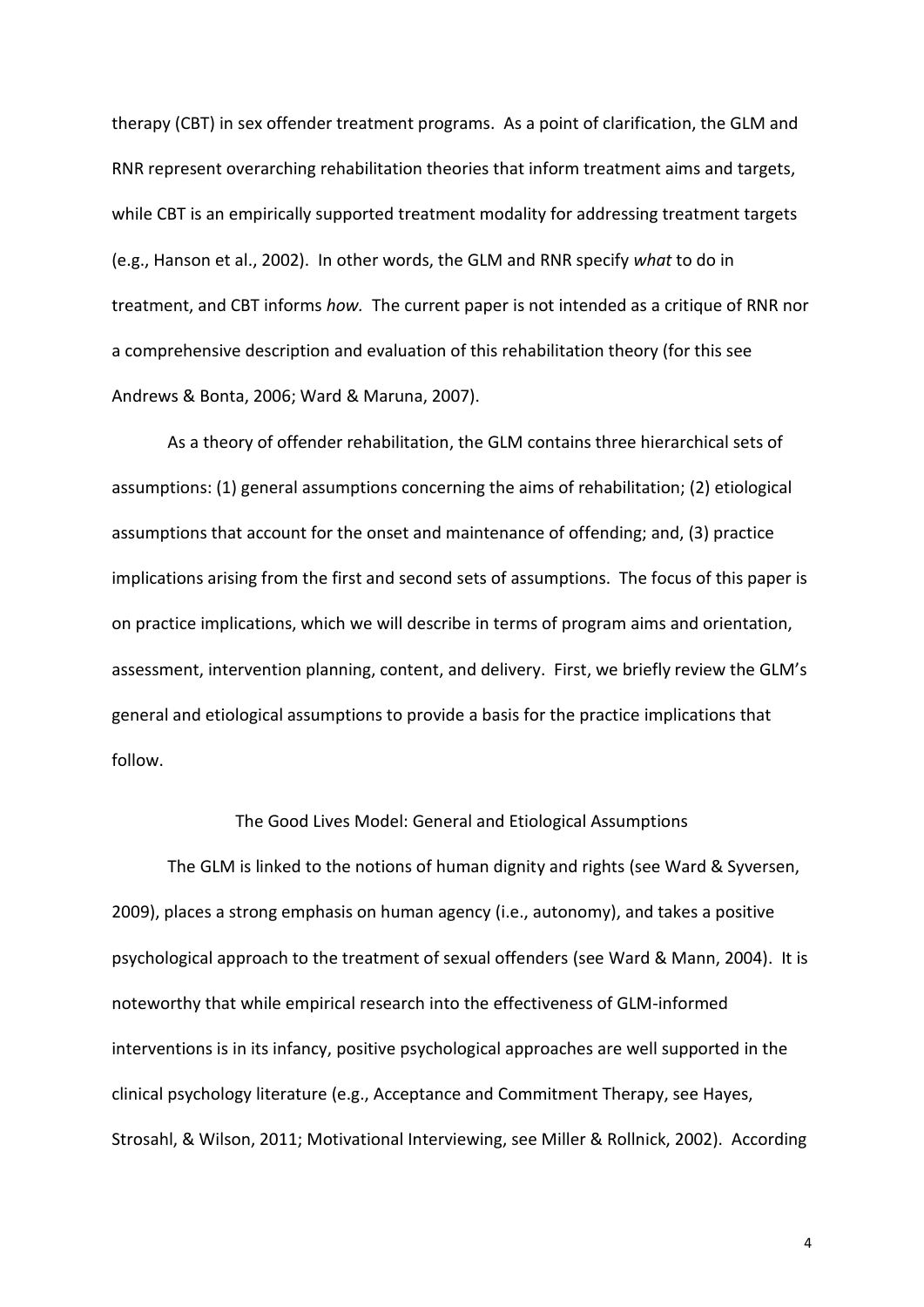therapy (CBT) in sex offender treatment programs. As a point of clarification, the GLM and RNR represent overarching rehabilitation theories that inform treatment aims and targets, while CBT is an empirically supported treatment modality for addressing treatment targets (e.g., Hanson et al., 2002). In other words, the GLM and RNR specify *what* to do in treatment, and CBT informs *how*. The current paper is not intended as a critique of RNR nor a comprehensive description and evaluation of this rehabilitation theory (for this see Andrews & Bonta, 2006; Ward & Maruna, 2007).

As a theory of offender rehabilitation, the GLM contains three hierarchical sets of assumptions: (1) general assumptions concerning the aims of rehabilitation; (2) etiological assumptions that account for the onset and maintenance of offending; and, (3) practice implications arising from the first and second sets of assumptions. The focus of this paper is on practice implications, which we will describe in terms of program aims and orientation, assessment, intervention planning, content, and delivery. First, we briefly review the GLM's general and etiological assumptions to provide a basis for the practice implications that follow.

## The Good Lives Model: General and Etiological Assumptions

The GLM is linked to the notions of human dignity and rights (see Ward & Syversen, 2009), places a strong emphasis on human agency (i.e., autonomy), and takes a positive psychological approach to the treatment of sexual offenders (see Ward & Mann, 2004). It is noteworthy that while empirical research into the effectiveness of GLM-informed interventions is in its infancy, positive psychological approaches are well supported in the clinical psychology literature (e.g., Acceptance and Commitment Therapy, see Hayes, Strosahl, & Wilson, 2011; Motivational Interviewing, see Miller & Rollnick, 2002). According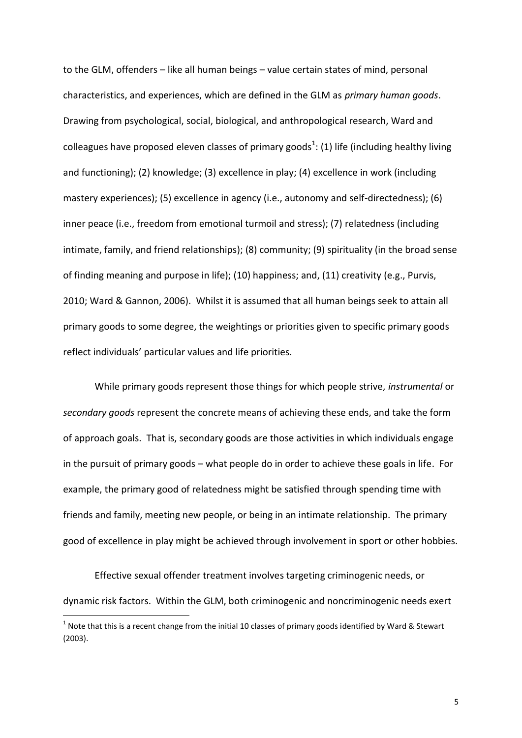to the GLM, offenders – like all human beings – value certain states of mind, personal characteristics, and experiences, which are defined in the GLM as *primary human goods*. Drawing from psychological, social, biological, and anthropological research, Ward and colleagues have proposed eleven classes of primary goods[1]: (1) life (including healthy living and functioning); (2) knowledge; (3) excellence in play; (4) excellence in work (including mastery experiences); (5) excellence in agency (i.e., autonomy and self-directedness); (6) inner peace (i.e., freedom from emotional turmoil and stress); (7) relatedness (including intimate, family, and friend relationships); (8) community; (9) spirituality (in the broad sense of finding meaning and purpose in life); (10) happiness; and, (11) creativity (e.g., Purvis, 2010; Ward & Gannon, 2006). Whilst it is assumed that all human beings seek to attain all primary goods to some degree, the weightings or priorities given to specific primary goods reflect individuals' particular values and life priorities.

While primary goods represent those things for which people strive, *instrumental* or *secondary goods* represent the concrete means of achieving these ends, and take the form of approach goals. That is, secondary goods are those activities in which individuals engage in the pursuit of primary goods – what people do in order to achieve these goals in life. For example, the primary good of relatedness might be satisfied through spending time with friends and family, meeting new people, or being in an intimate relationship. The primary good of excellence in play might be achieved through involvement in sport or other hobbies.

Effective sexual offender treatment involves targeting criminogenic needs, or dynamic risk factors. Within the GLM, both criminogenic and noncriminogenic needs exert

[1] Note that this is a recent change from the initial 10 classes of primary goods identified by Ward & Stewart (2003).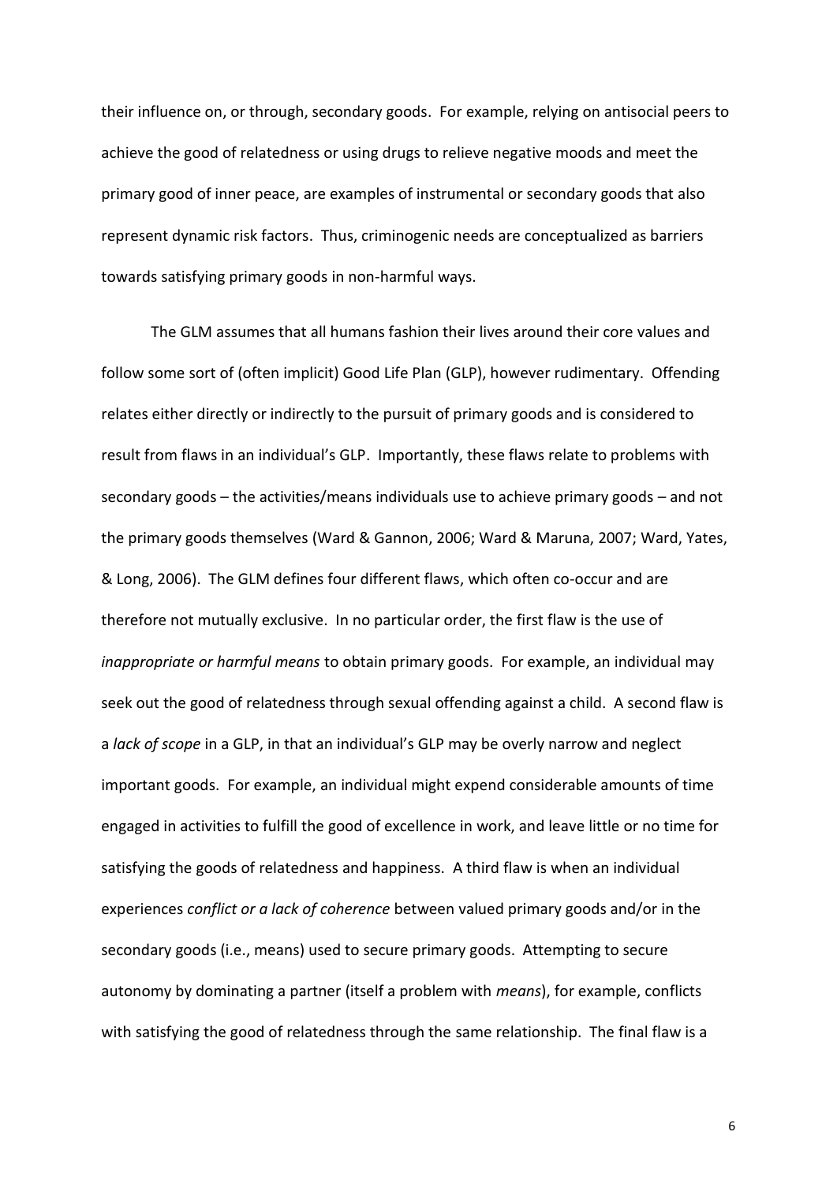their influence on, or through, secondary goods. For example, relying on antisocial peers to achieve the good of relatedness or using drugs to relieve negative moods and meet the primary good of inner peace, are examples of instrumental or secondary goods that also represent dynamic risk factors. Thus, criminogenic needs are conceptualized as barriers towards satisfying primary goods in non-harmful ways.

The GLM assumes that all humans fashion their lives around their core values and follow some sort of (often implicit) Good Life Plan (GLP), however rudimentary. Offending relates either directly or indirectly to the pursuit of primary goods and is considered to result from flaws in an individual's GLP. Importantly, these flaws relate to problems with secondary goods – the activities/means individuals use to achieve primary goods – and not the primary goods themselves (Ward & Gannon, 2006; Ward & Maruna, 2007; Ward, Yates, & Long, 2006). The GLM defines four different flaws, which often co-occur and are therefore not mutually exclusive. In no particular order, the first flaw is the use of *inappropriate or harmful means* to obtain primary goods. For example, an individual may seek out the good of relatedness through sexual offending against a child. A second flaw is a *lack of scope* in a GLP, in that an individual's GLP may be overly narrow and neglect important goods. For example, an individual might expend considerable amounts of time engaged in activities to fulfill the good of excellence in work, and leave little or no time for satisfying the goods of relatedness and happiness. A third flaw is when an individual experiences *conflict or a lack of coherence* between valued primary goods and/or in the secondary goods (i.e., means) used to secure primary goods. Attempting to secure autonomy by dominating a partner (itself a problem with *means*), for example, conflicts with satisfying the good of relatedness through the same relationship. The final flaw is a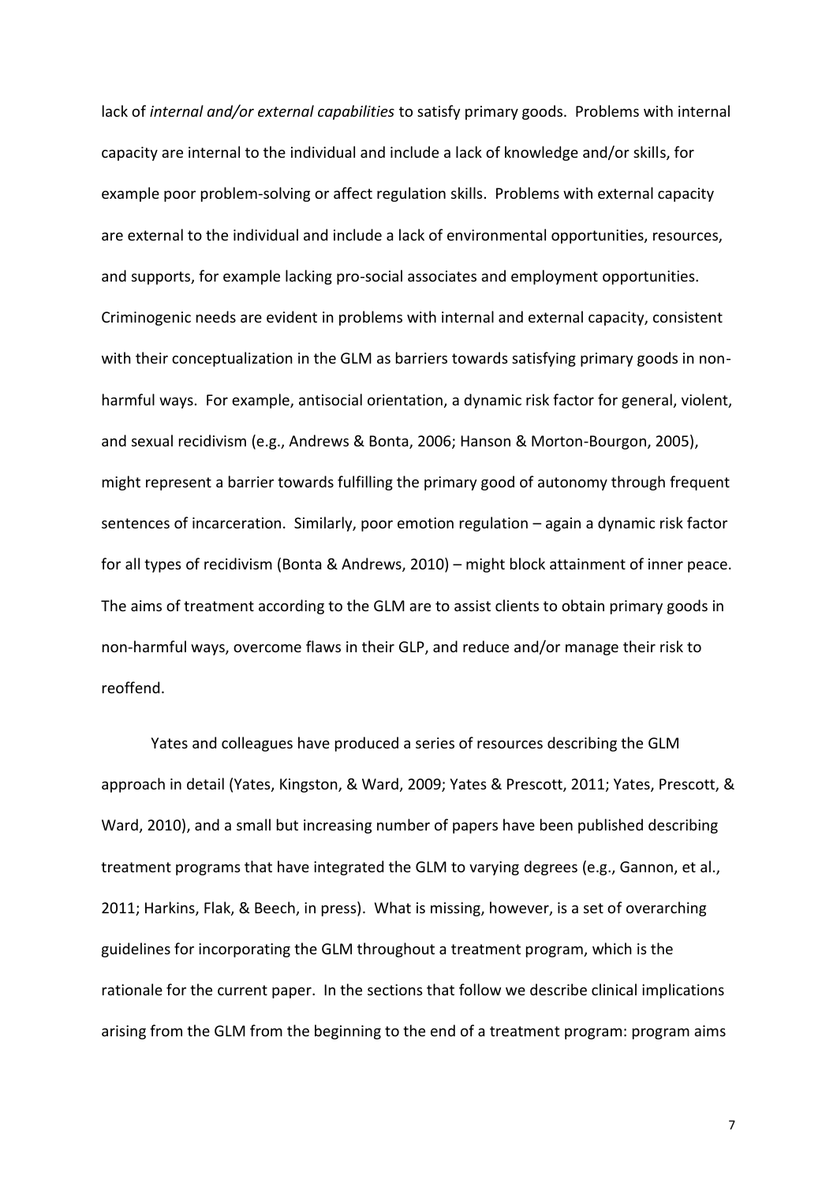lack of *internal and/or external capabilities* to satisfy primary goods. Problems with internal capacity are internal to the individual and include a lack of knowledge and/or skills, for example poor problem-solving or affect regulation skills. Problems with external capacity are external to the individual and include a lack of environmental opportunities, resources, and supports, for example lacking pro-social associates and employment opportunities. Criminogenic needs are evident in problems with internal and external capacity, consistent with their conceptualization in the GLM as barriers towards satisfying primary goods in non-harmful ways. For example, antisocial orientation, a dynamic risk factor for general, violent, and sexual recidivism (e.g., Andrews & Bonta, 2006; Hanson & Morton-Bourgon, 2005), might represent a barrier towards fulfilling the primary good of autonomy through frequent sentences of incarceration. Similarly, poor emotion regulation – again a dynamic risk factor for all types of recidivism (Bonta & Andrews, 2010) – might block attainment of inner peace. The aims of treatment according to the GLM are to assist clients to obtain primary goods in non-harmful ways, overcome flaws in their GLP, and reduce and/or manage their risk to reoffend.

Yates and colleagues have produced a series of resources describing the GLM approach in detail (Yates, Kingston, & Ward, 2009; Yates & Prescott, 2011; Yates, Prescott, & Ward, 2010), and a small but increasing number of papers have been published describing treatment programs that have integrated the GLM to varying degrees (e.g., Gannon, et al., 2011; Harkins, Flak, & Beech, in press). What is missing, however, is a set of overarching guidelines for incorporating the GLM throughout a treatment program, which is the rationale for the current paper. In the sections that follow we describe clinical implications arising from the GLM from the beginning to the end of a treatment program: program aims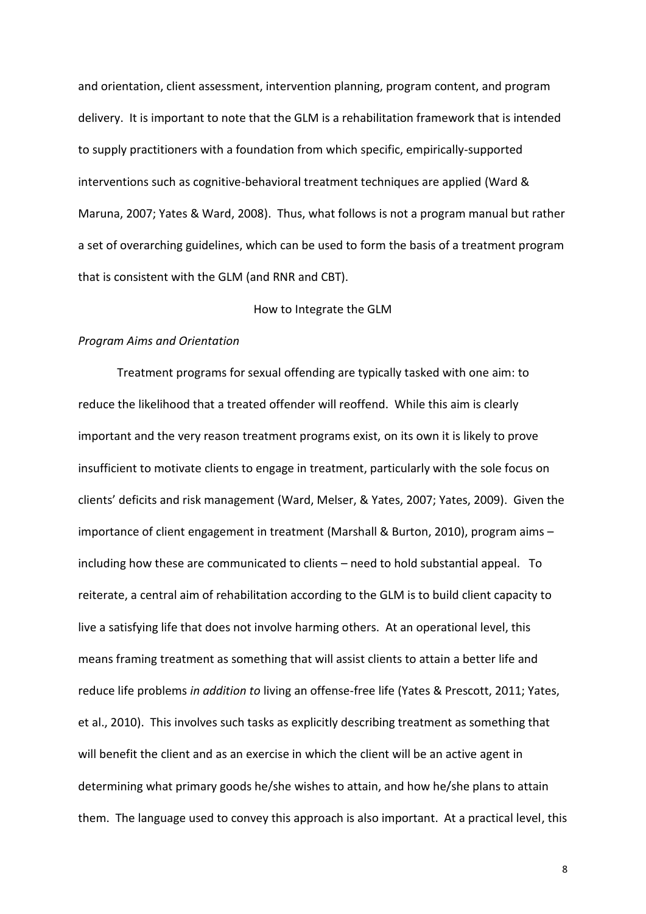and orientation, client assessment, intervention planning, program content, and program delivery. It is important to note that the GLM is a rehabilitation framework that is intended to supply practitioners with a foundation from which specific, empirically-supported interventions such as cognitive-behavioral treatment techniques are applied (Ward & Maruna, 2007; Yates & Ward, 2008). Thus, what follows is not a program manual but rather a set of overarching guidelines, which can be used to form the basis of a treatment program that is consistent with the GLM (and RNR and CBT).

## How to Integrate the GLM

### *Program Aims and Orientation*

Treatment programs for sexual offending are typically tasked with one aim: to reduce the likelihood that a treated offender will reoffend. While this aim is clearly important and the very reason treatment programs exist, on its own it is likely to prove insufficient to motivate clients to engage in treatment, particularly with the sole focus on clients' deficits and risk management (Ward, Melser, & Yates, 2007; Yates, 2009). Given the importance of client engagement in treatment (Marshall & Burton, 2010), program aims – including how these are communicated to clients – need to hold substantial appeal. To reiterate, a central aim of rehabilitation according to the GLM is to build client capacity to live a satisfying life that does not involve harming others. At an operational level, this means framing treatment as something that will assist clients to attain a better life and reduce life problems *in addition to* living an offense-free life (Yates & Prescott, 2011; Yates, et al., 2010). This involves such tasks as explicitly describing treatment as something that will benefit the client and as an exercise in which the client will be an active agent in determining what primary goods he/she wishes to attain, and how he/she plans to attain them. The language used to convey this approach is also important. At a practical level, this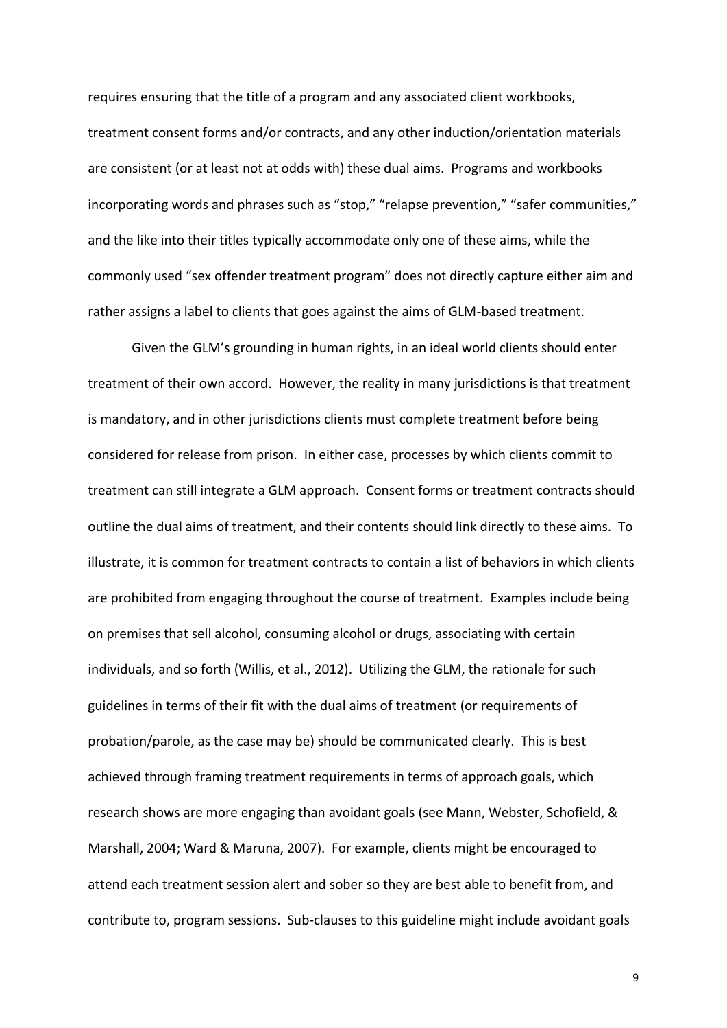requires ensuring that the title of a program and any associated client workbooks, treatment consent forms and/or contracts, and any other induction/orientation materials are consistent (or at least not at odds with) these dual aims. Programs and workbooks incorporating words and phrases such as "stop," "relapse prevention," "safer communities," and the like into their titles typically accommodate only one of these aims, while the commonly used "sex offender treatment program" does not directly capture either aim and rather assigns a label to clients that goes against the aims of GLM-based treatment.

Given the GLM's grounding in human rights, in an ideal world clients should enter treatment of their own accord. However, the reality in many jurisdictions is that treatment is mandatory, and in other jurisdictions clients must complete treatment before being considered for release from prison. In either case, processes by which clients commit to treatment can still integrate a GLM approach. Consent forms or treatment contracts should outline the dual aims of treatment, and their contents should link directly to these aims. To illustrate, it is common for treatment contracts to contain a list of behaviors in which clients are prohibited from engaging throughout the course of treatment. Examples include being on premises that sell alcohol, consuming alcohol or drugs, associating with certain individuals, and so forth (Willis, et al., 2012). Utilizing the GLM, the rationale for such guidelines in terms of their fit with the dual aims of treatment (or requirements of probation/parole, as the case may be) should be communicated clearly. This is best achieved through framing treatment requirements in terms of approach goals, which research shows are more engaging than avoidant goals (see Mann, Webster, Schofield, & Marshall, 2004; Ward & Maruna, 2007). For example, clients might be encouraged to attend each treatment session alert and sober so they are best able to benefit from, and contribute to, program sessions. Sub-clauses to this guideline might include avoidant goals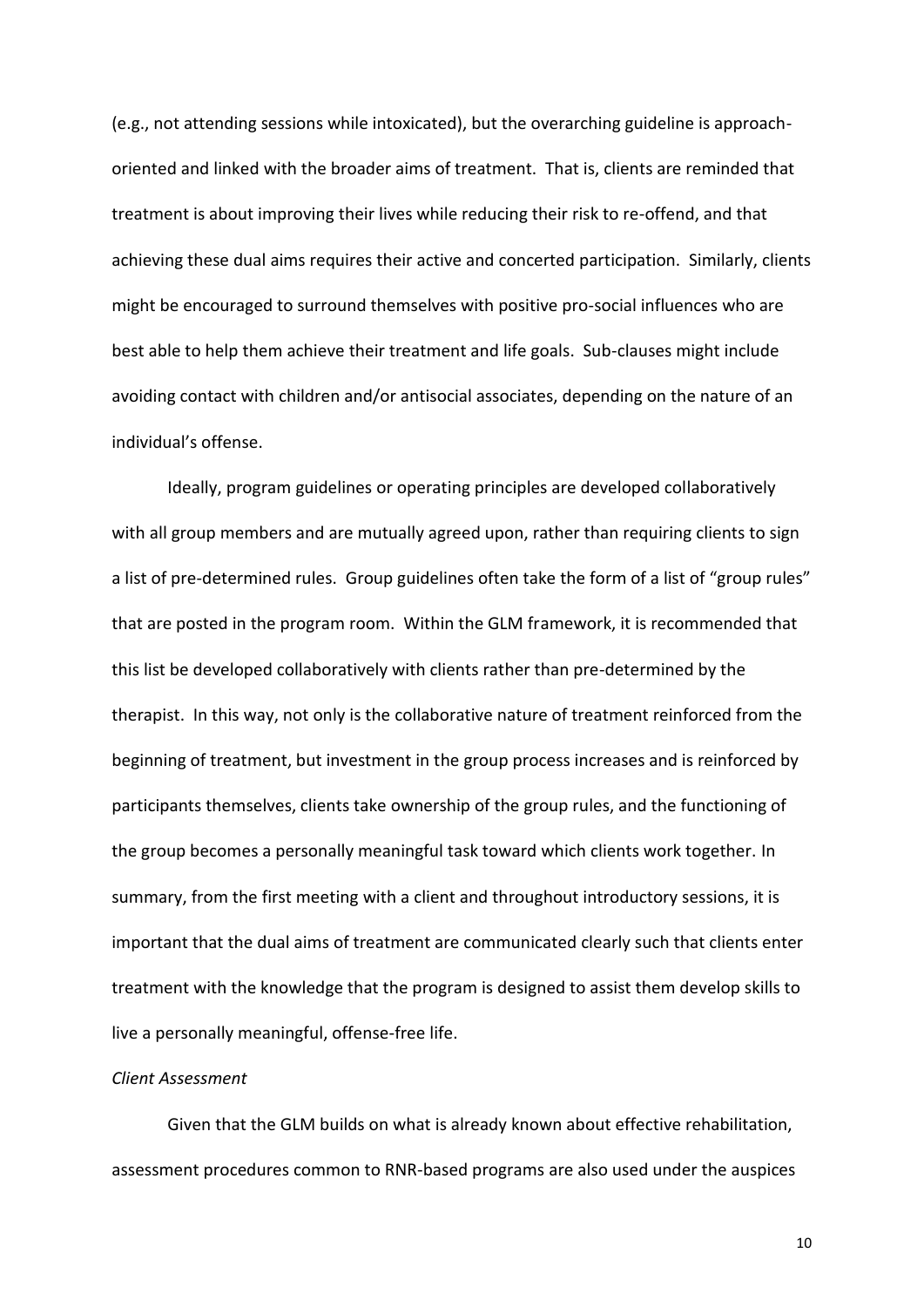(e.g., not attending sessions while intoxicated), but the overarching guideline is approach-oriented and linked with the broader aims of treatment. That is, clients are reminded that treatment is about improving their lives while reducing their risk to re-offend, and that achieving these dual aims requires their active and concerted participation. Similarly, clients might be encouraged to surround themselves with positive pro-social influences who are best able to help them achieve their treatment and life goals. Sub-clauses might include avoiding contact with children and/or antisocial associates, depending on the nature of an individual's offense.

Ideally, program guidelines or operating principles are developed collaboratively with all group members and are mutually agreed upon, rather than requiring clients to sign a list of pre-determined rules. Group guidelines often take the form of a list of "group rules" that are posted in the program room. Within the GLM framework, it is recommended that this list be developed collaboratively with clients rather than pre-determined by the therapist. In this way, not only is the collaborative nature of treatment reinforced from the beginning of treatment, but investment in the group process increases and is reinforced by participants themselves, clients take ownership of the group rules, and the functioning of the group becomes a personally meaningful task toward which clients work together. In summary, from the first meeting with a client and throughout introductory sessions, it is important that the dual aims of treatment are communicated clearly such that clients enter treatment with the knowledge that the program is designed to assist them develop skills to live a personally meaningful, offense-free life.

*Client Assessment*

Given that the GLM builds on what is already known about effective rehabilitation, assessment procedures common to RNR-based programs are also used under the auspices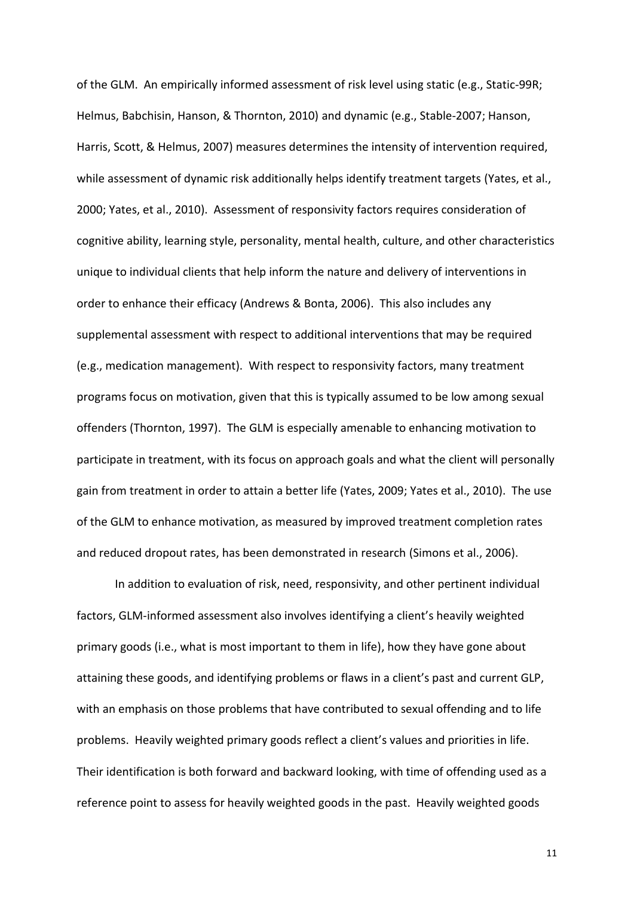of the GLM. An empirically informed assessment of risk level using static (e.g., Static-99R; Helmus, Babchisin, Hanson, & Thornton, 2010) and dynamic (e.g., Stable-2007; Hanson, Harris, Scott, & Helmus, 2007) measures determines the intensity of intervention required, while assessment of dynamic risk additionally helps identify treatment targets (Yates, et al., 2000; Yates, et al., 2010). Assessment of responsivity factors requires consideration of cognitive ability, learning style, personality, mental health, culture, and other characteristics unique to individual clients that help inform the nature and delivery of interventions in order to enhance their efficacy (Andrews & Bonta, 2006). This also includes any supplemental assessment with respect to additional interventions that may be required (e.g., medication management). With respect to responsivity factors, many treatment programs focus on motivation, given that this is typically assumed to be low among sexual offenders (Thornton, 1997). The GLM is especially amenable to enhancing motivation to participate in treatment, with its focus on approach goals and what the client will personally gain from treatment in order to attain a better life (Yates, 2009; Yates et al., 2010). The use of the GLM to enhance motivation, as measured by improved treatment completion rates and reduced dropout rates, has been demonstrated in research (Simons et al., 2006).

In addition to evaluation of risk, need, responsivity, and other pertinent individual factors, GLM-informed assessment also involves identifying a client's heavily weighted primary goods (i.e., what is most important to them in life), how they have gone about attaining these goods, and identifying problems or flaws in a client's past and current GLP, with an emphasis on those problems that have contributed to sexual offending and to life problems. Heavily weighted primary goods reflect a client's values and priorities in life. Their identification is both forward and backward looking, with time of offending used as a reference point to assess for heavily weighted goods in the past. Heavily weighted goods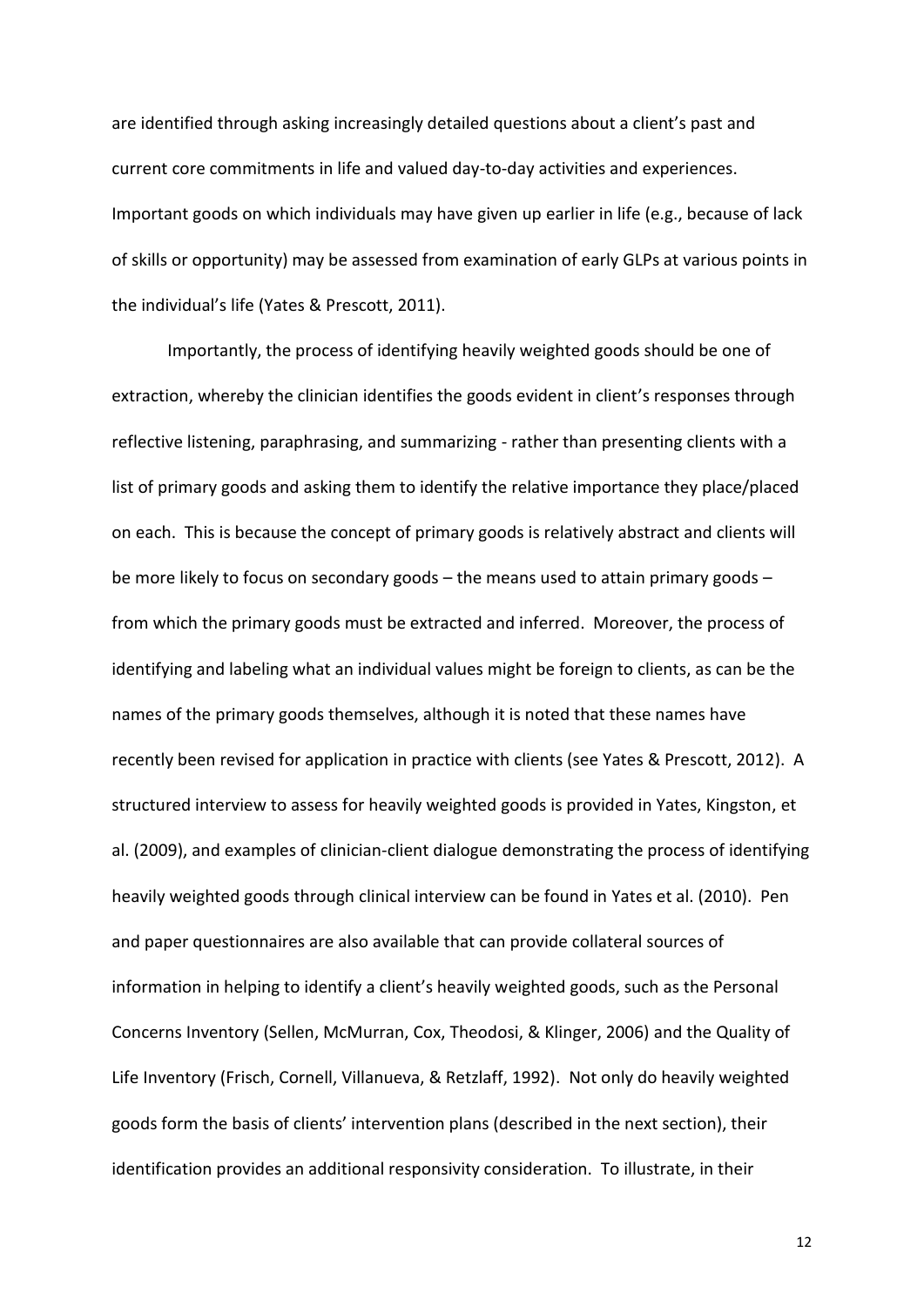are identified through asking increasingly detailed questions about a client's past and current core commitments in life and valued day-to-day activities and experiences. Important goods on which individuals may have given up earlier in life (e.g., because of lack of skills or opportunity) may be assessed from examination of early GLPs at various points in the individual's life (Yates & Prescott, 2011).

Importantly, the process of identifying heavily weighted goods should be one of extraction, whereby the clinician identifies the goods evident in client's responses through reflective listening, paraphrasing, and summarizing - rather than presenting clients with a list of primary goods and asking them to identify the relative importance they place/placed on each. This is because the concept of primary goods is relatively abstract and clients will be more likely to focus on secondary goods – the means used to attain primary goods – from which the primary goods must be extracted and inferred. Moreover, the process of identifying and labeling what an individual values might be foreign to clients, as can be the names of the primary goods themselves, although it is noted that these names have recently been revised for application in practice with clients (see Yates & Prescott, 2012). A structured interview to assess for heavily weighted goods is provided in Yates, Kingston, et al. (2009), and examples of clinician-client dialogue demonstrating the process of identifying heavily weighted goods through clinical interview can be found in Yates et al. (2010). Pen and paper questionnaires are also available that can provide collateral sources of information in helping to identify a client's heavily weighted goods, such as the Personal Concerns Inventory (Sellen, McMurran, Cox, Theodosi, & Klinger, 2006) and the Quality of Life Inventory (Frisch, Cornell, Villanueva, & Retzlaff, 1992). Not only do heavily weighted goods form the basis of clients' intervention plans (described in the next section), their identification provides an additional responsivity consideration. To illustrate, in their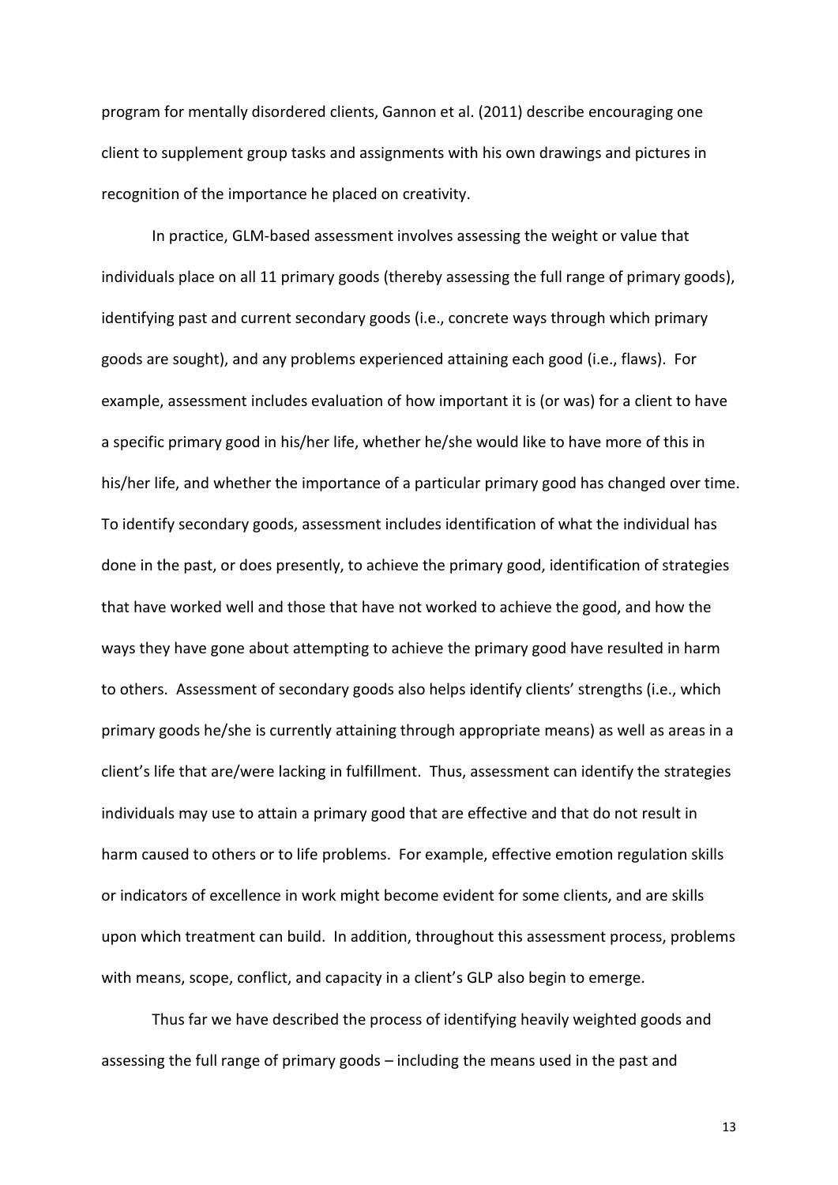program for mentally disordered clients, Gannon et al. (2011) describe encouraging one client to supplement group tasks and assignments with his own drawings and pictures in recognition of the importance he placed on creativity.

In practice, GLM-based assessment involves assessing the weight or value that individuals place on all 11 primary goods (thereby assessing the full range of primary goods), identifying past and current secondary goods (i.e., concrete ways through which primary goods are sought), and any problems experienced attaining each good (i.e., flaws). For example, assessment includes evaluation of how important it is (or was) for a client to have a specific primary good in his/her life, whether he/she would like to have more of this in his/her life, and whether the importance of a particular primary good has changed over time. To identify secondary goods, assessment includes identification of what the individual has done in the past, or does presently, to achieve the primary good, identification of strategies that have worked well and those that have not worked to achieve the good, and how the ways they have gone about attempting to achieve the primary good have resulted in harm to others. Assessment of secondary goods also helps identify clients' strengths (i.e., which primary goods he/she is currently attaining through appropriate means) as well as areas in a client's life that are/were lacking in fulfillment. Thus, assessment can identify the strategies individuals may use to attain a primary good that are effective and that do not result in harm caused to others or to life problems. For example, effective emotion regulation skills or indicators of excellence in work might become evident for some clients, and are skills upon which treatment can build. In addition, throughout this assessment process, problems with means, scope, conflict, and capacity in a client's GLP also begin to emerge.

Thus far we have described the process of identifying heavily weighted goods and assessing the full range of primary goods – including the means used in the past and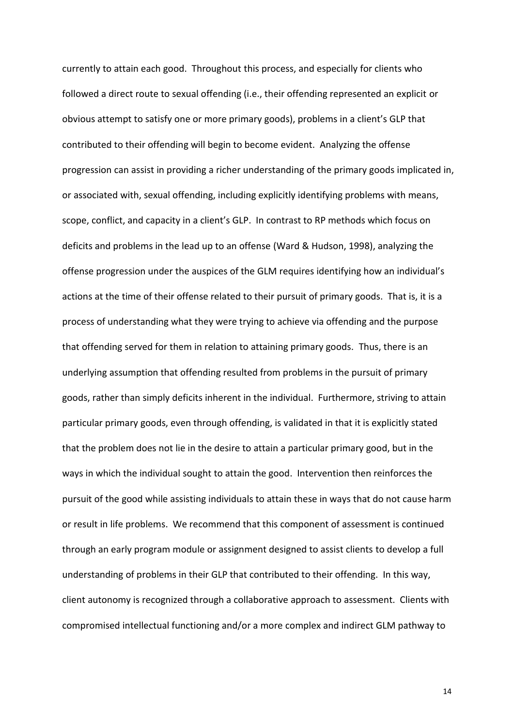currently to attain each good. Throughout this process, and especially for clients who followed a direct route to sexual offending (i.e., their offending represented an explicit or obvious attempt to satisfy one or more primary goods), problems in a client's GLP that contributed to their offending will begin to become evident. Analyzing the offense progression can assist in providing a richer understanding of the primary goods implicated in, or associated with, sexual offending, including explicitly identifying problems with means, scope, conflict, and capacity in a client's GLP. In contrast to RP methods which focus on deficits and problems in the lead up to an offense (Ward & Hudson, 1998), analyzing the offense progression under the auspices of the GLM requires identifying how an individual's actions at the time of their offense related to their pursuit of primary goods. That is, it is a process of understanding what they were trying to achieve via offending and the purpose that offending served for them in relation to attaining primary goods. Thus, there is an underlying assumption that offending resulted from problems in the pursuit of primary goods, rather than simply deficits inherent in the individual. Furthermore, striving to attain particular primary goods, even through offending, is validated in that it is explicitly stated that the problem does not lie in the desire to attain a particular primary good, but in the ways in which the individual sought to attain the good. Intervention then reinforces the pursuit of the good while assisting individuals to attain these in ways that do not cause harm or result in life problems. We recommend that this component of assessment is continued through an early program module or assignment designed to assist clients to develop a full understanding of problems in their GLP that contributed to their offending. In this way, client autonomy is recognized through a collaborative approach to assessment. Clients with compromised intellectual functioning and/or a more complex and indirect GLM pathway to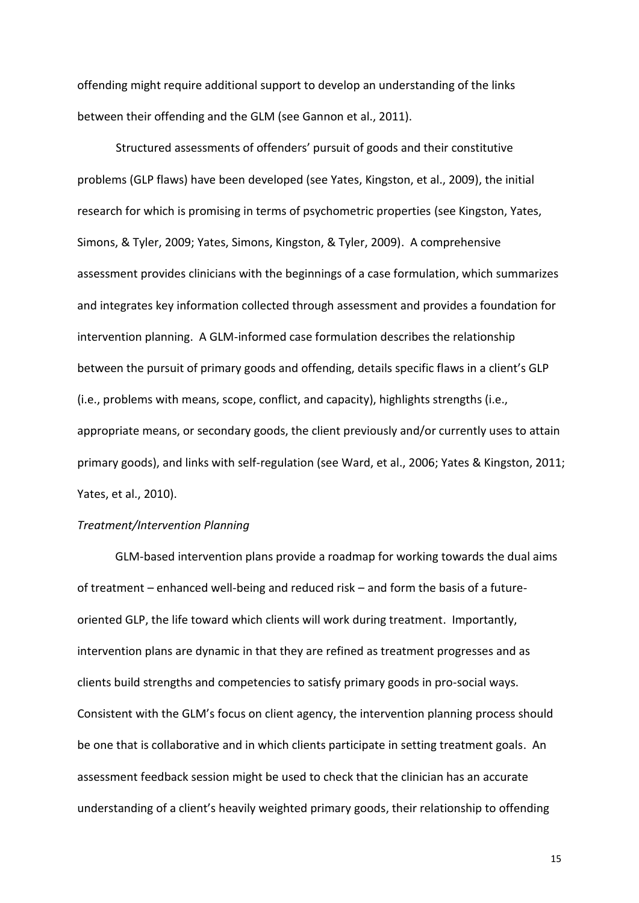offending might require additional support to develop an understanding of the links between their offending and the GLM (see Gannon et al., 2011).

Structured assessments of offenders' pursuit of goods and their constitutive problems (GLP flaws) have been developed (see Yates, Kingston, et al., 2009), the initial research for which is promising in terms of psychometric properties (see Kingston, Yates, Simons, & Tyler, 2009; Yates, Simons, Kingston, & Tyler, 2009). A comprehensive assessment provides clinicians with the beginnings of a case formulation, which summarizes and integrates key information collected through assessment and provides a foundation for intervention planning. A GLM-informed case formulation describes the relationship between the pursuit of primary goods and offending, details specific flaws in a client's GLP (i.e., problems with means, scope, conflict, and capacity), highlights strengths (i.e., appropriate means, or secondary goods, the client previously and/or currently uses to attain primary goods), and links with self-regulation (see Ward, et al., 2006; Yates & Kingston, 2011; Yates, et al., 2010).

*Treatment/Intervention Planning*

GLM-based intervention plans provide a roadmap for working towards the dual aims of treatment – enhanced well-being and reduced risk – and form the basis of a future-oriented GLP, the life toward which clients will work during treatment. Importantly, intervention plans are dynamic in that they are refined as treatment progresses and as clients build strengths and competencies to satisfy primary goods in pro-social ways. Consistent with the GLM's focus on client agency, the intervention planning process should be one that is collaborative and in which clients participate in setting treatment goals. An assessment feedback session might be used to check that the clinician has an accurate understanding of a client's heavily weighted primary goods, their relationship to offending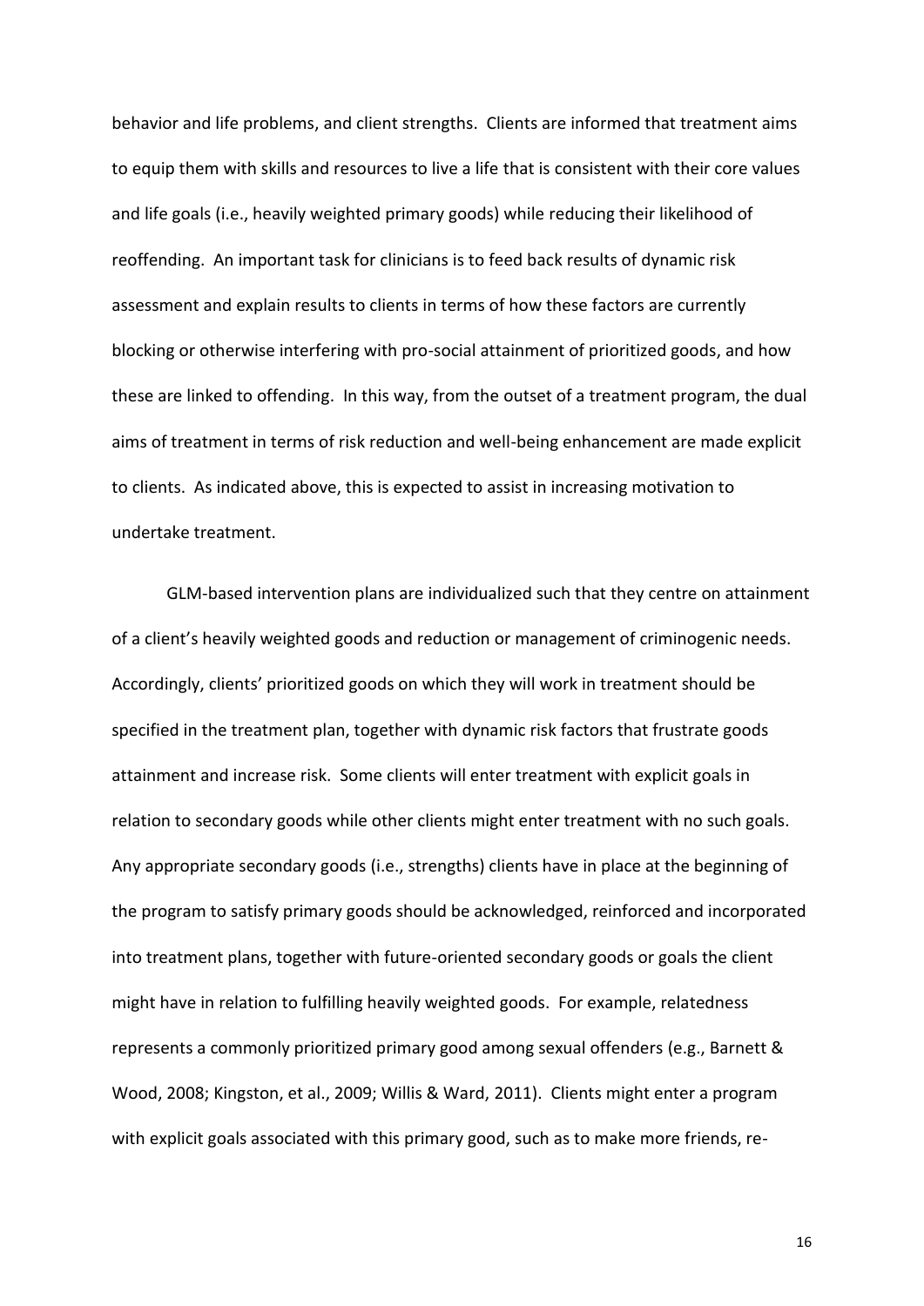behavior and life problems, and client strengths. Clients are informed that treatment aims to equip them with skills and resources to live a life that is consistent with their core values and life goals (i.e., heavily weighted primary goods) while reducing their likelihood of reoffending. An important task for clinicians is to feed back results of dynamic risk assessment and explain results to clients in terms of how these factors are currently blocking or otherwise interfering with pro-social attainment of prioritized goods, and how these are linked to offending. In this way, from the outset of a treatment program, the dual aims of treatment in terms of risk reduction and well-being enhancement are made explicit to clients. As indicated above, this is expected to assist in increasing motivation to undertake treatment.

GLM-based intervention plans are individualized such that they centre on attainment of a client's heavily weighted goods and reduction or management of criminogenic needs. Accordingly, clients' prioritized goods on which they will work in treatment should be specified in the treatment plan, together with dynamic risk factors that frustrate goods attainment and increase risk. Some clients will enter treatment with explicit goals in relation to secondary goods while other clients might enter treatment with no such goals. Any appropriate secondary goods (i.e., strengths) clients have in place at the beginning of the program to satisfy primary goods should be acknowledged, reinforced and incorporated into treatment plans, together with future-oriented secondary goods or goals the client might have in relation to fulfilling heavily weighted goods. For example, relatedness represents a commonly prioritized primary good among sexual offenders (e.g., Barnett & Wood, 2008; Kingston, et al., 2009; Willis & Ward, 2011). Clients might enter a program with explicit goals associated with this primary good, such as to make more friends, re-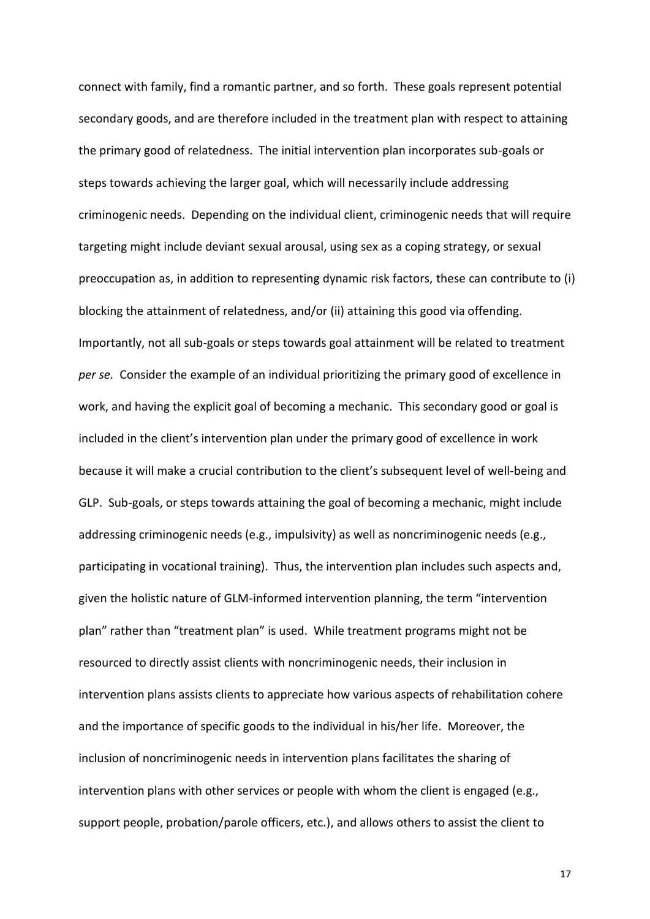connect with family, find a romantic partner, and so forth. These goals represent potential secondary goods, and are therefore included in the treatment plan with respect to attaining the primary good of relatedness. The initial intervention plan incorporates sub-goals or steps towards achieving the larger goal, which will necessarily include addressing criminogenic needs. Depending on the individual client, criminogenic needs that will require targeting might include deviant sexual arousal, using sex as a coping strategy, or sexual preoccupation as, in addition to representing dynamic risk factors, these can contribute to (i) blocking the attainment of relatedness, and/or (ii) attaining this good via offending. Importantly, not all sub-goals or steps towards goal attainment will be related to treatment *per se.* Consider the example of an individual prioritizing the primary good of excellence in work, and having the explicit goal of becoming a mechanic. This secondary good or goal is included in the client's intervention plan under the primary good of excellence in work because it will make a crucial contribution to the client's subsequent level of well-being and GLP. Sub-goals, or steps towards attaining the goal of becoming a mechanic, might include addressing criminogenic needs (e.g., impulsivity) as well as noncriminogenic needs (e.g., participating in vocational training). Thus, the intervention plan includes such aspects and, given the holistic nature of GLM-informed intervention planning, the term "intervention plan" rather than "treatment plan" is used. While treatment programs might not be resourced to directly assist clients with noncriminogenic needs, their inclusion in intervention plans assists clients to appreciate how various aspects of rehabilitation cohere and the importance of specific goods to the individual in his/her life. Moreover, the inclusion of noncriminogenic needs in intervention plans facilitates the sharing of intervention plans with other services or people with whom the client is engaged (e.g., support people, probation/parole officers, etc.), and allows others to assist the client to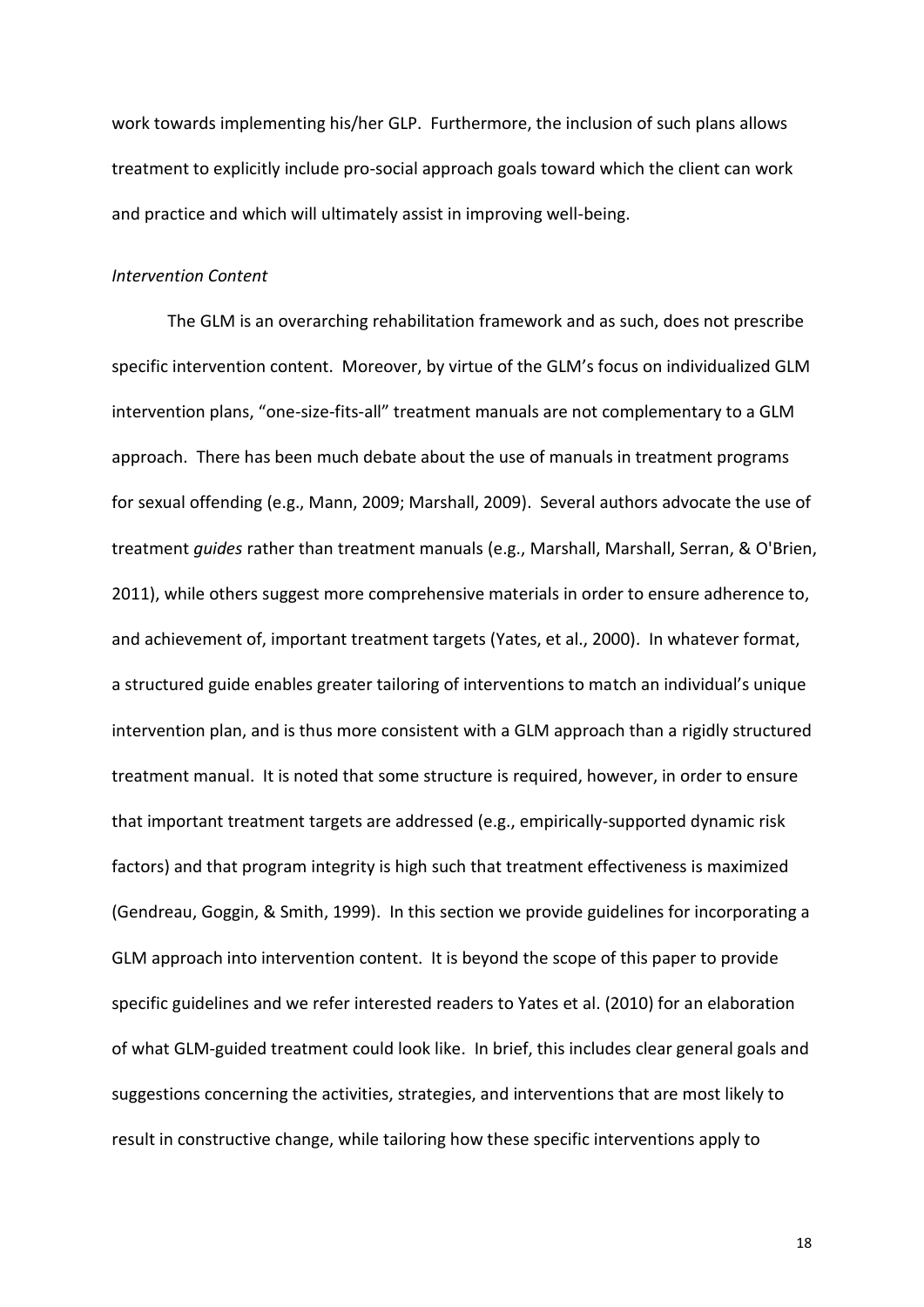work towards implementing his/her GLP. Furthermore, the inclusion of such plans allows treatment to explicitly include pro-social approach goals toward which the client can work and practice and which will ultimately assist in improving well-being.

*Intervention Content*

The GLM is an overarching rehabilitation framework and as such, does not prescribe specific intervention content. Moreover, by virtue of the GLM's focus on individualized GLM intervention plans, "one-size-fits-all" treatment manuals are not complementary to a GLM approach. There has been much debate about the use of manuals in treatment programs for sexual offending (e.g., Mann, 2009; Marshall, 2009). Several authors advocate the use of treatment *guides* rather than treatment manuals (e.g., Marshall, Marshall, Serran, & O'Brien, 2011), while others suggest more comprehensive materials in order to ensure adherence to, and achievement of, important treatment targets (Yates, et al., 2000). In whatever format, a structured guide enables greater tailoring of interventions to match an individual's unique intervention plan, and is thus more consistent with a GLM approach than a rigidly structured treatment manual. It is noted that some structure is required, however, in order to ensure that important treatment targets are addressed (e.g., empirically-supported dynamic risk factors) and that program integrity is high such that treatment effectiveness is maximized (Gendreau, Goggin, & Smith, 1999). In this section we provide guidelines for incorporating a GLM approach into intervention content. It is beyond the scope of this paper to provide specific guidelines and we refer interested readers to Yates et al. (2010) for an elaboration of what GLM-guided treatment could look like. In brief, this includes clear general goals and suggestions concerning the activities, strategies, and interventions that are most likely to result in constructive change, while tailoring how these specific interventions apply to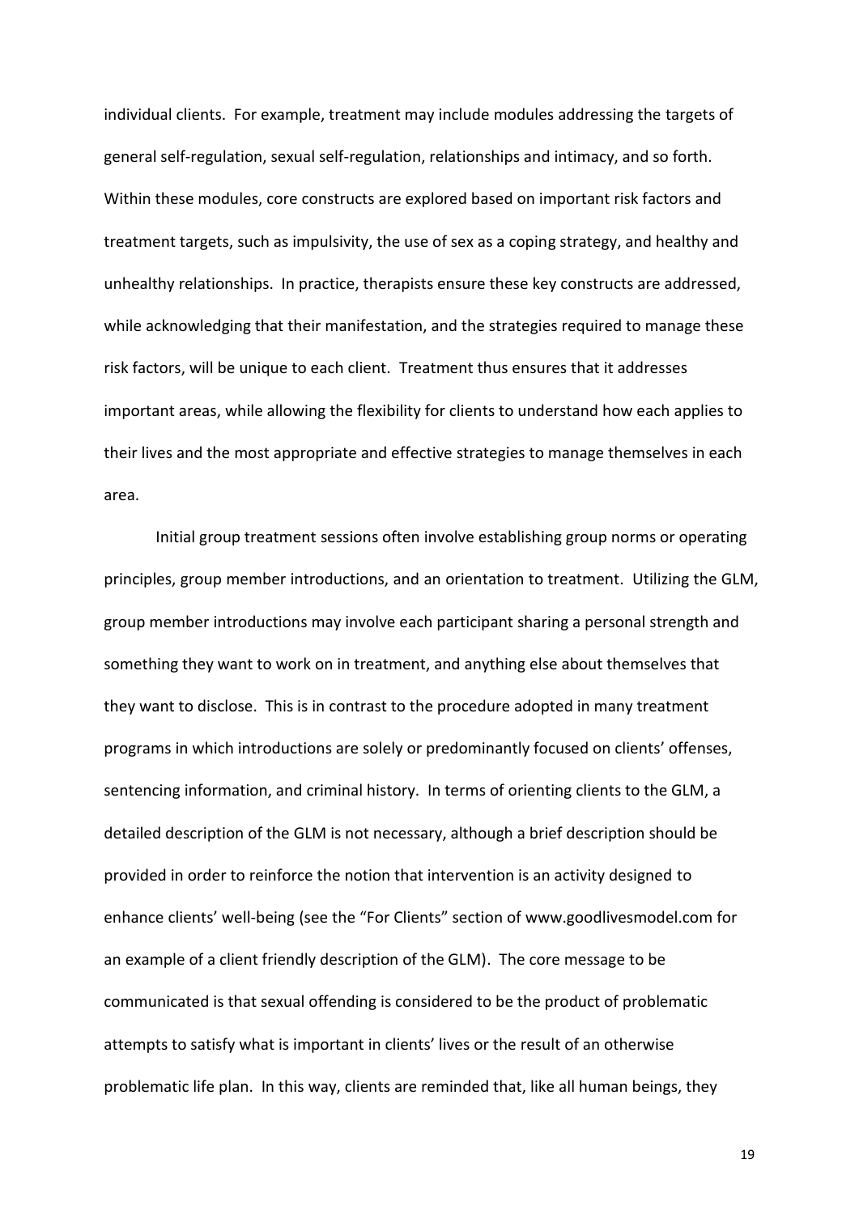individual clients. For example, treatment may include modules addressing the targets of general self-regulation, sexual self-regulation, relationships and intimacy, and so forth. Within these modules, core constructs are explored based on important risk factors and treatment targets, such as impulsivity, the use of sex as a coping strategy, and healthy and unhealthy relationships. In practice, therapists ensure these key constructs are addressed, while acknowledging that their manifestation, and the strategies required to manage these risk factors, will be unique to each client. Treatment thus ensures that it addresses important areas, while allowing the flexibility for clients to understand how each applies to their lives and the most appropriate and effective strategies to manage themselves in each area.

Initial group treatment sessions often involve establishing group norms or operating principles, group member introductions, and an orientation to treatment. Utilizing the GLM, group member introductions may involve each participant sharing a personal strength and something they want to work on in treatment, and anything else about themselves that they want to disclose. This is in contrast to the procedure adopted in many treatment programs in which introductions are solely or predominantly focused on clients' offenses, sentencing information, and criminal history. In terms of orienting clients to the GLM, a detailed description of the GLM is not necessary, although a brief description should be provided in order to reinforce the notion that intervention is an activity designed to enhance clients' well-being (see the "For Clients" section of www.goodlivesmodel.com for an example of a client friendly description of the GLM). The core message to be communicated is that sexual offending is considered to be the product of problematic attempts to satisfy what is important in clients' lives or the result of an otherwise problematic life plan. In this way, clients are reminded that, like all human beings, they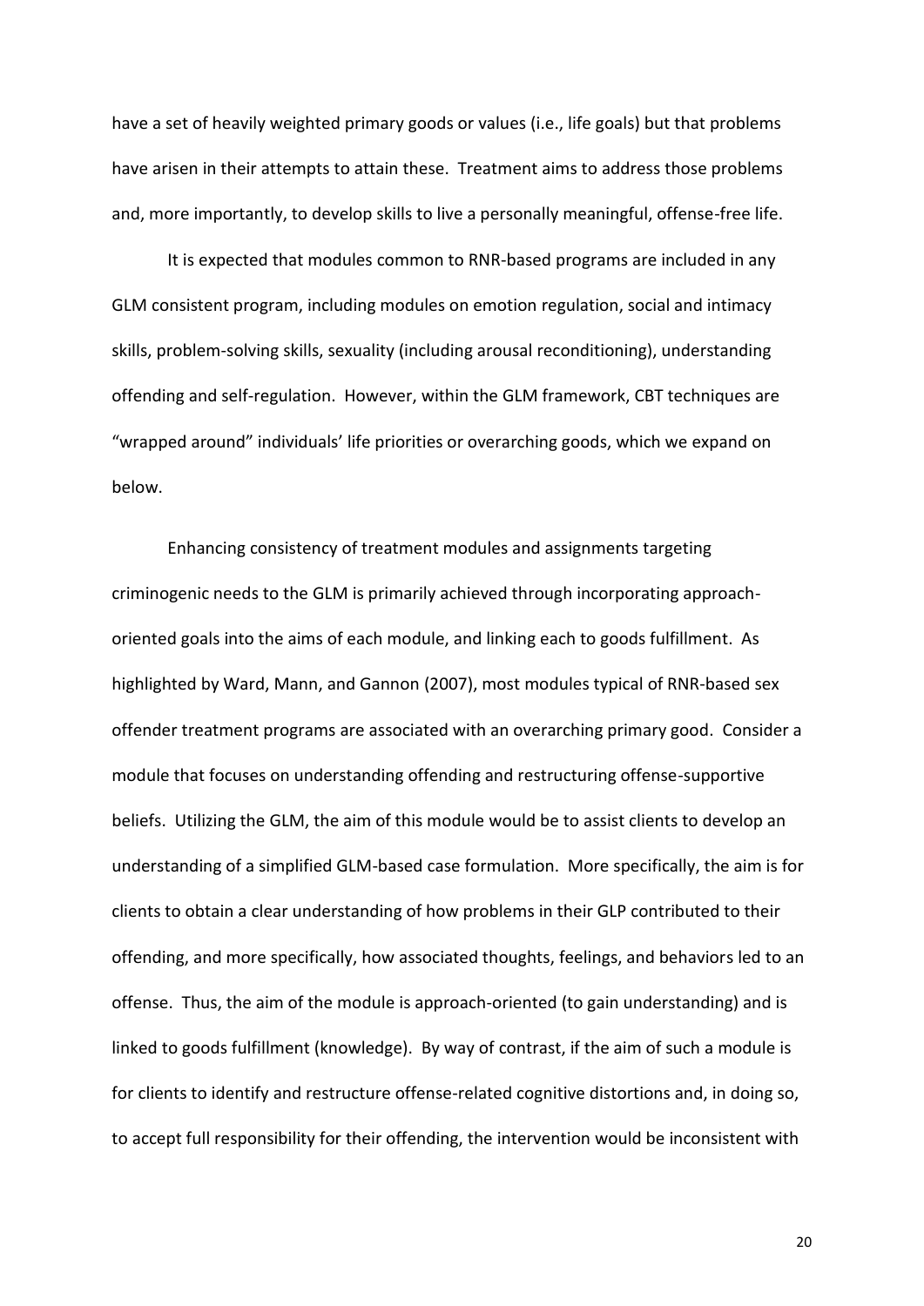have a set of heavily weighted primary goods or values (i.e., life goals) but that problems have arisen in their attempts to attain these. Treatment aims to address those problems and, more importantly, to develop skills to live a personally meaningful, offense-free life.

It is expected that modules common to RNR-based programs are included in any GLM consistent program, including modules on emotion regulation, social and intimacy skills, problem-solving skills, sexuality (including arousal reconditioning), understanding offending and self-regulation. However, within the GLM framework, CBT techniques are "wrapped around" individuals' life priorities or overarching goods, which we expand on below.

Enhancing consistency of treatment modules and assignments targeting criminogenic needs to the GLM is primarily achieved through incorporating approach-oriented goals into the aims of each module, and linking each to goods fulfillment. As highlighted by Ward, Mann, and Gannon (2007), most modules typical of RNR-based sex offender treatment programs are associated with an overarching primary good. Consider a module that focuses on understanding offending and restructuring offense-supportive beliefs. Utilizing the GLM, the aim of this module would be to assist clients to develop an understanding of a simplified GLM-based case formulation. More specifically, the aim is for clients to obtain a clear understanding of how problems in their GLP contributed to their offending, and more specifically, how associated thoughts, feelings, and behaviors led to an offense. Thus, the aim of the module is approach-oriented (to gain understanding) and is linked to goods fulfillment (knowledge). By way of contrast, if the aim of such a module is for clients to identify and restructure offense-related cognitive distortions and, in doing so, to accept full responsibility for their offending, the intervention would be inconsistent with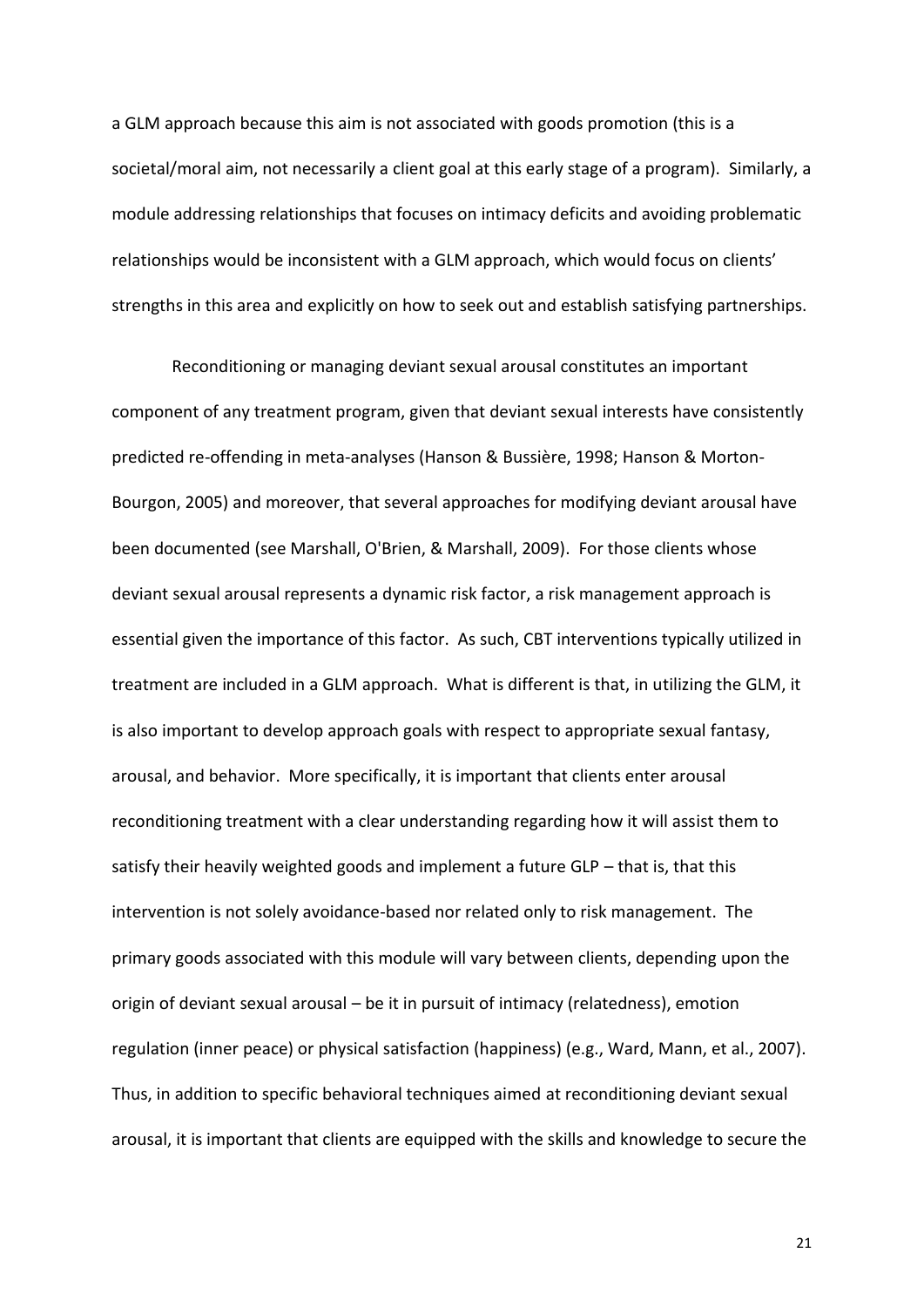a GLM approach because this aim is not associated with goods promotion (this is a societal/moral aim, not necessarily a client goal at this early stage of a program). Similarly, a module addressing relationships that focuses on intimacy deficits and avoiding problematic relationships would be inconsistent with a GLM approach, which would focus on clients' strengths in this area and explicitly on how to seek out and establish satisfying partnerships.

Reconditioning or managing deviant sexual arousal constitutes an important component of any treatment program, given that deviant sexual interests have consistently predicted re-offending in meta-analyses (Hanson & Bussière, 1998; Hanson & Morton-Bourgon, 2005) and moreover, that several approaches for modifying deviant arousal have been documented (see Marshall, O'Brien, & Marshall, 2009). For those clients whose deviant sexual arousal represents a dynamic risk factor, a risk management approach is essential given the importance of this factor. As such, CBT interventions typically utilized in treatment are included in a GLM approach. What is different is that, in utilizing the GLM, it is also important to develop approach goals with respect to appropriate sexual fantasy, arousal, and behavior. More specifically, it is important that clients enter arousal reconditioning treatment with a clear understanding regarding how it will assist them to satisfy their heavily weighted goods and implement a future GLP – that is, that this intervention is not solely avoidance-based nor related only to risk management. The primary goods associated with this module will vary between clients, depending upon the origin of deviant sexual arousal – be it in pursuit of intimacy (relatedness), emotion regulation (inner peace) or physical satisfaction (happiness) (e.g., Ward, Mann, et al., 2007). Thus, in addition to specific behavioral techniques aimed at reconditioning deviant sexual arousal, it is important that clients are equipped with the skills and knowledge to secure the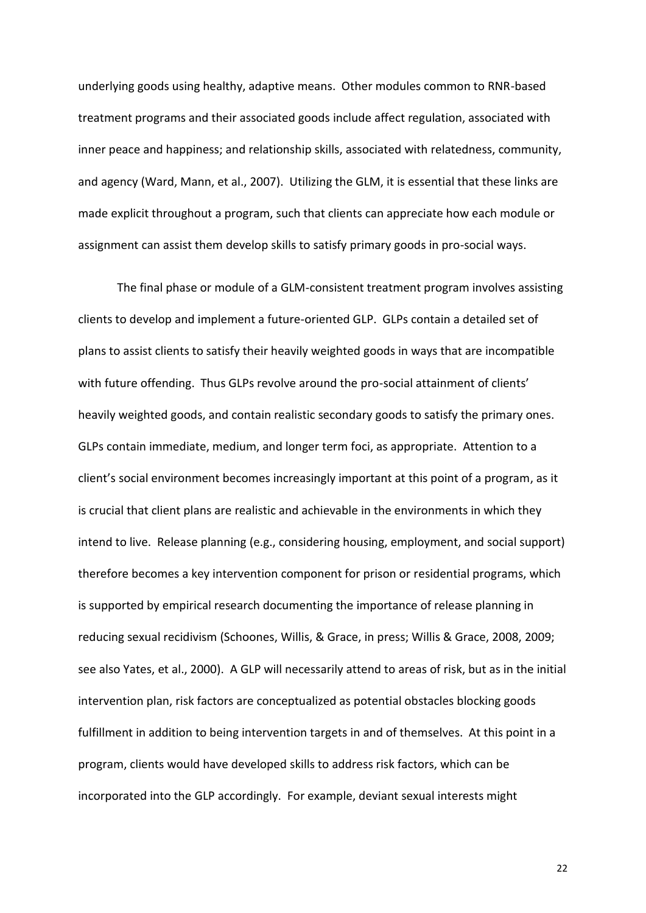underlying goods using healthy, adaptive means. Other modules common to RNR-based treatment programs and their associated goods include affect regulation, associated with inner peace and happiness; and relationship skills, associated with relatedness, community, and agency (Ward, Mann, et al., 2007). Utilizing the GLM, it is essential that these links are made explicit throughout a program, such that clients can appreciate how each module or assignment can assist them develop skills to satisfy primary goods in pro-social ways.

The final phase or module of a GLM-consistent treatment program involves assisting clients to develop and implement a future-oriented GLP. GLPs contain a detailed set of plans to assist clients to satisfy their heavily weighted goods in ways that are incompatible with future offending. Thus GLPs revolve around the pro-social attainment of clients' heavily weighted goods, and contain realistic secondary goods to satisfy the primary ones. GLPs contain immediate, medium, and longer term foci, as appropriate. Attention to a client's social environment becomes increasingly important at this point of a program, as it is crucial that client plans are realistic and achievable in the environments in which they intend to live. Release planning (e.g., considering housing, employment, and social support) therefore becomes a key intervention component for prison or residential programs, which is supported by empirical research documenting the importance of release planning in reducing sexual recidivism (Schoones, Willis, & Grace, in press; Willis & Grace, 2008, 2009; see also Yates, et al., 2000). A GLP will necessarily attend to areas of risk, but as in the initial intervention plan, risk factors are conceptualized as potential obstacles blocking goods fulfillment in addition to being intervention targets in and of themselves. At this point in a program, clients would have developed skills to address risk factors, which can be incorporated into the GLP accordingly. For example, deviant sexual interests might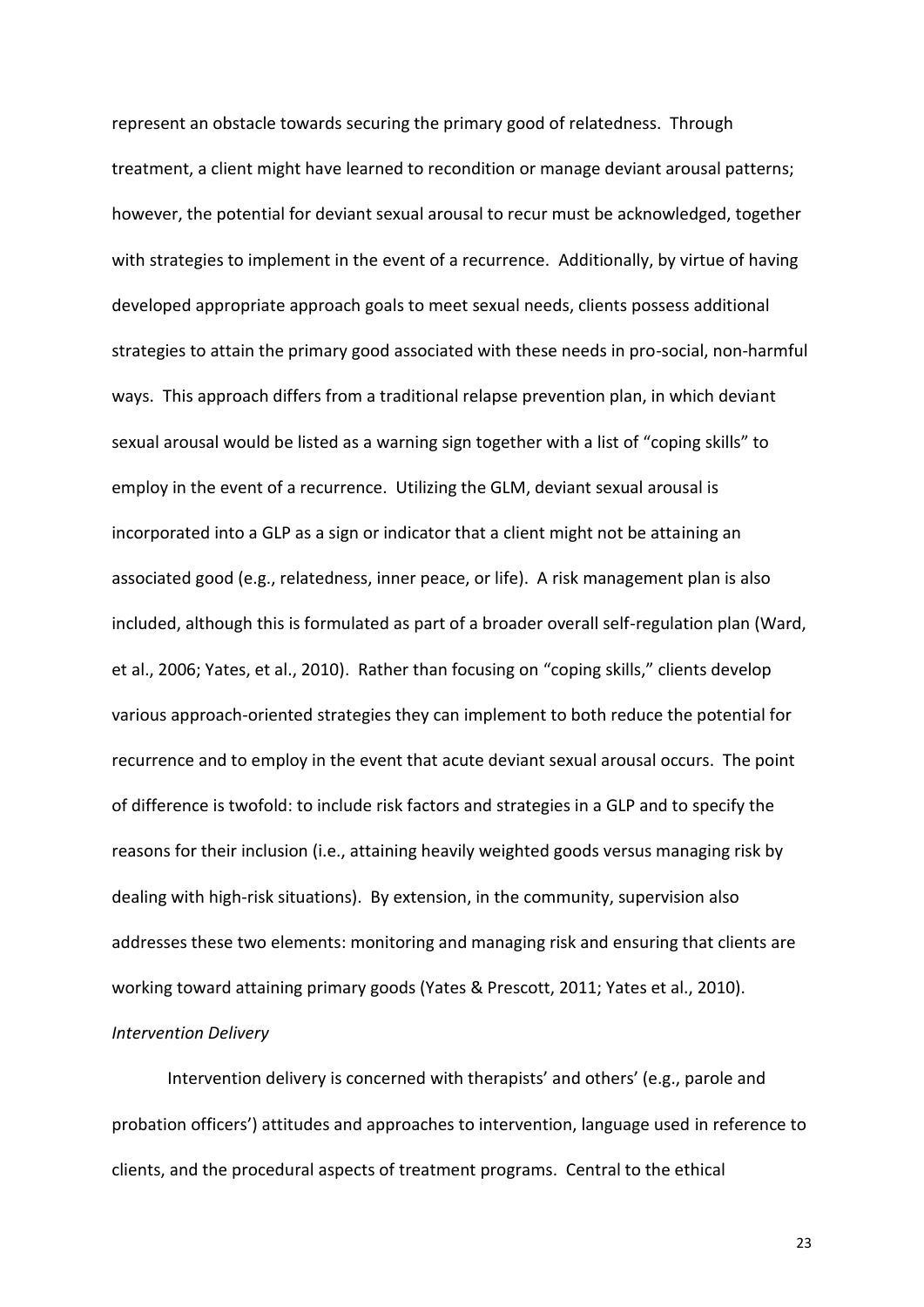represent an obstacle towards securing the primary good of relatedness. Through treatment, a client might have learned to recondition or manage deviant arousal patterns; however, the potential for deviant sexual arousal to recur must be acknowledged, together with strategies to implement in the event of a recurrence. Additionally, by virtue of having developed appropriate approach goals to meet sexual needs, clients possess additional strategies to attain the primary good associated with these needs in pro-social, non-harmful ways. This approach differs from a traditional relapse prevention plan, in which deviant sexual arousal would be listed as a warning sign together with a list of "coping skills" to employ in the event of a recurrence. Utilizing the GLM, deviant sexual arousal is incorporated into a GLP as a sign or indicator that a client might not be attaining an associated good (e.g., relatedness, inner peace, or life). A risk management plan is also included, although this is formulated as part of a broader overall self-regulation plan (Ward, et al., 2006; Yates, et al., 2010). Rather than focusing on "coping skills," clients develop various approach-oriented strategies they can implement to both reduce the potential for recurrence and to employ in the event that acute deviant sexual arousal occurs. The point of difference is twofold: to include risk factors and strategies in a GLP and to specify the reasons for their inclusion (i.e., attaining heavily weighted goods versus managing risk by dealing with high-risk situations). By extension, in the community, supervision also addresses these two elements: monitoring and managing risk and ensuring that clients are working toward attaining primary goods (Yates & Prescott, 2011; Yates et al., 2010).

*Intervention Delivery*

Intervention delivery is concerned with therapists' and others' (e.g., parole and probation officers') attitudes and approaches to intervention, language used in reference to clients, and the procedural aspects of treatment programs. Central to the ethical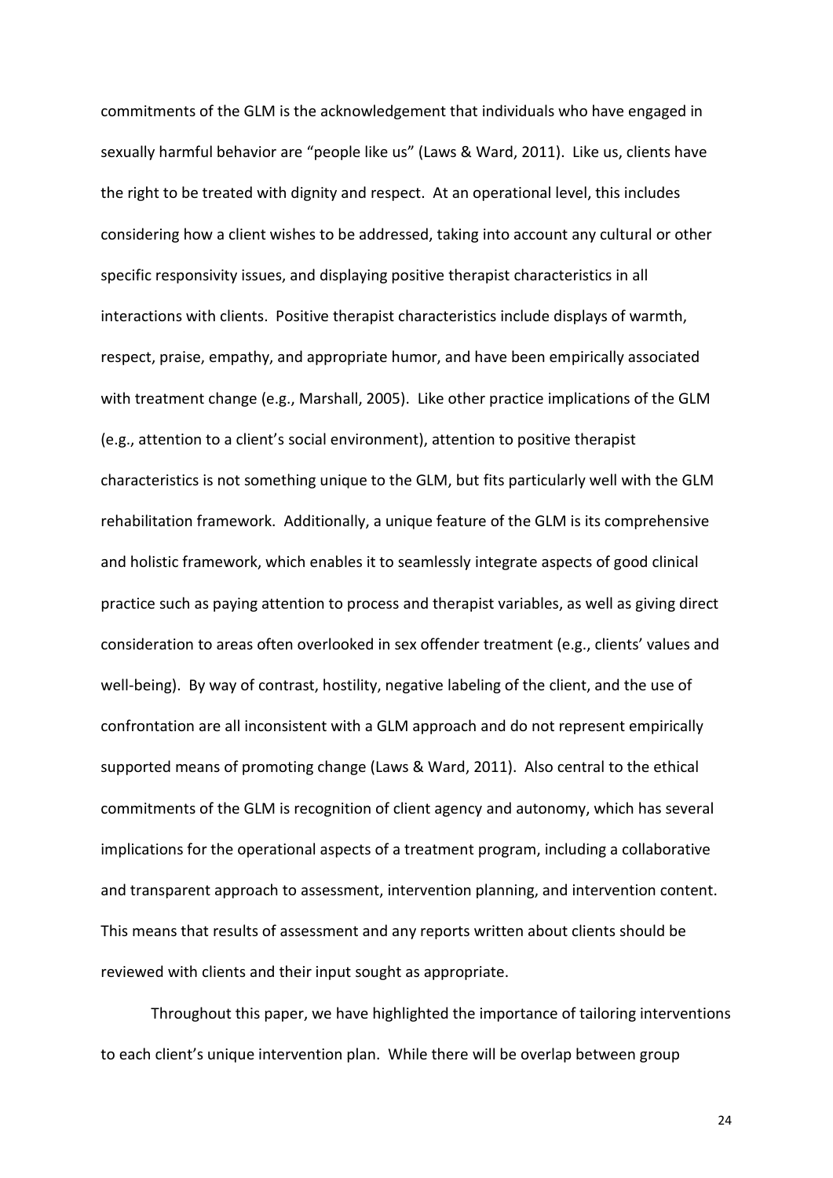commitments of the GLM is the acknowledgement that individuals who have engaged in sexually harmful behavior are "people like us" (Laws & Ward, 2011). Like us, clients have the right to be treated with dignity and respect. At an operational level, this includes considering how a client wishes to be addressed, taking into account any cultural or other specific responsivity issues, and displaying positive therapist characteristics in all interactions with clients. Positive therapist characteristics include displays of warmth, respect, praise, empathy, and appropriate humor, and have been empirically associated with treatment change (e.g., Marshall, 2005). Like other practice implications of the GLM (e.g., attention to a client's social environment), attention to positive therapist characteristics is not something unique to the GLM, but fits particularly well with the GLM rehabilitation framework. Additionally, a unique feature of the GLM is its comprehensive and holistic framework, which enables it to seamlessly integrate aspects of good clinical practice such as paying attention to process and therapist variables, as well as giving direct consideration to areas often overlooked in sex offender treatment (e.g., clients' values and well-being). By way of contrast, hostility, negative labeling of the client, and the use of confrontation are all inconsistent with a GLM approach and do not represent empirically supported means of promoting change (Laws & Ward, 2011). Also central to the ethical commitments of the GLM is recognition of client agency and autonomy, which has several implications for the operational aspects of a treatment program, including a collaborative and transparent approach to assessment, intervention planning, and intervention content. This means that results of assessment and any reports written about clients should be reviewed with clients and their input sought as appropriate.

Throughout this paper, we have highlighted the importance of tailoring interventions to each client's unique intervention plan. While there will be overlap between group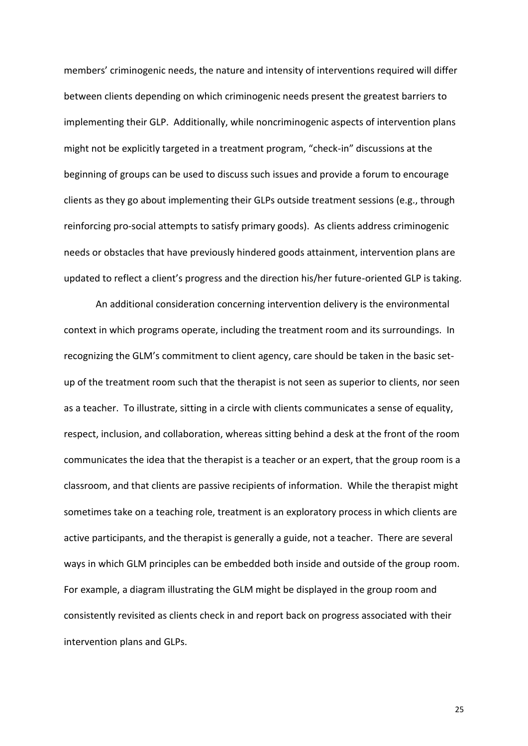members' criminogenic needs, the nature and intensity of interventions required will differ between clients depending on which criminogenic needs present the greatest barriers to implementing their GLP. Additionally, while noncriminogenic aspects of intervention plans might not be explicitly targeted in a treatment program, "check-in" discussions at the beginning of groups can be used to discuss such issues and provide a forum to encourage clients as they go about implementing their GLPs outside treatment sessions (e.g., through reinforcing pro-social attempts to satisfy primary goods). As clients address criminogenic needs or obstacles that have previously hindered goods attainment, intervention plans are updated to reflect a client's progress and the direction his/her future-oriented GLP is taking.

An additional consideration concerning intervention delivery is the environmental context in which programs operate, including the treatment room and its surroundings. In recognizing the GLM's commitment to client agency, care should be taken in the basic set-up of the treatment room such that the therapist is not seen as superior to clients, nor seen as a teacher. To illustrate, sitting in a circle with clients communicates a sense of equality, respect, inclusion, and collaboration, whereas sitting behind a desk at the front of the room communicates the idea that the therapist is a teacher or an expert, that the group room is a classroom, and that clients are passive recipients of information. While the therapist might sometimes take on a teaching role, treatment is an exploratory process in which clients are active participants, and the therapist is generally a guide, not a teacher. There are several ways in which GLM principles can be embedded both inside and outside of the group room. For example, a diagram illustrating the GLM might be displayed in the group room and consistently revisited as clients check in and report back on progress associated with their intervention plans and GLPs.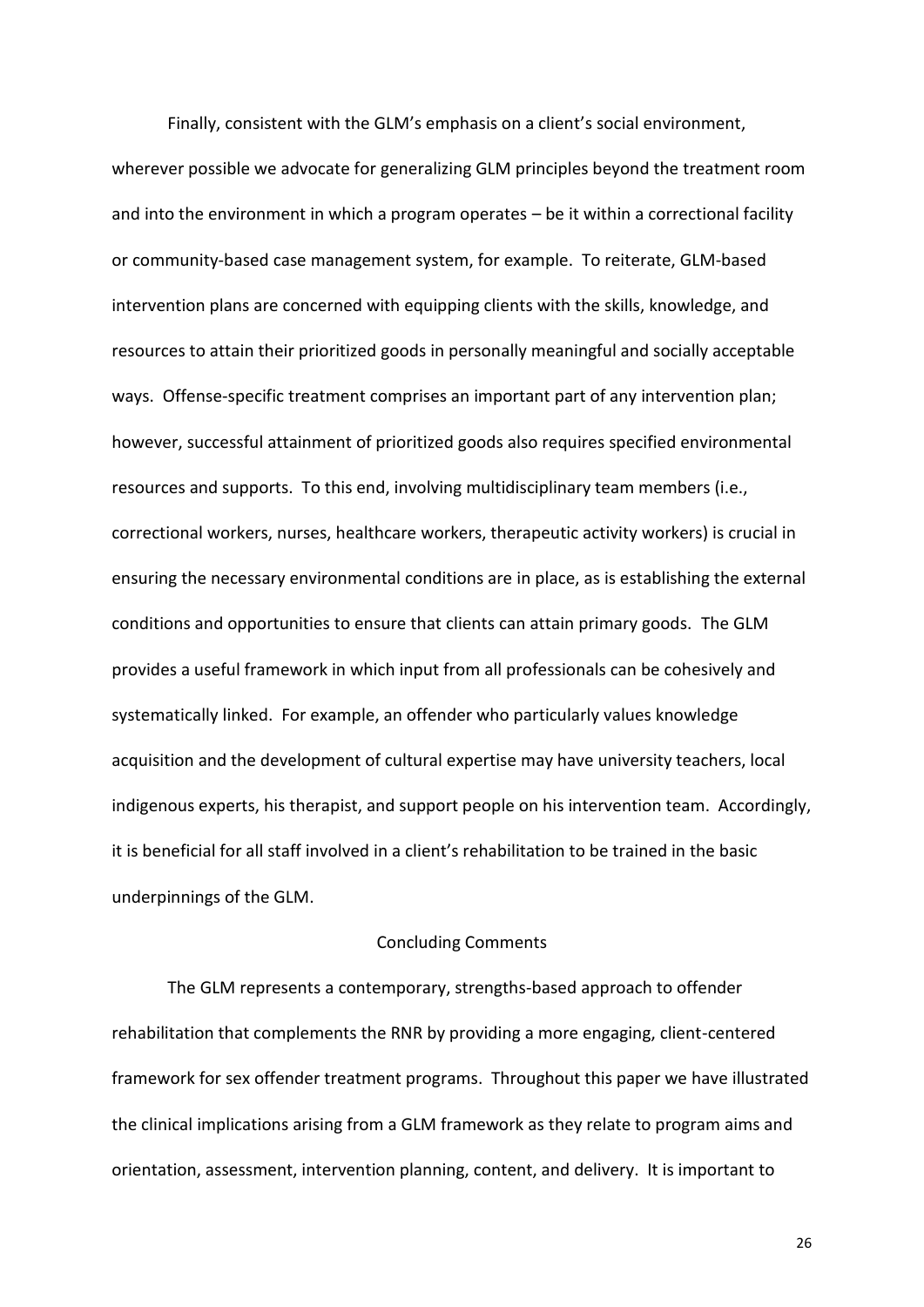Finally, consistent with the GLM's emphasis on a client's social environment, wherever possible we advocate for generalizing GLM principles beyond the treatment room and into the environment in which a program operates – be it within a correctional facility or community-based case management system, for example. To reiterate, GLM-based intervention plans are concerned with equipping clients with the skills, knowledge, and resources to attain their prioritized goods in personally meaningful and socially acceptable ways. Offense-specific treatment comprises an important part of any intervention plan; however, successful attainment of prioritized goods also requires specified environmental resources and supports. To this end, involving multidisciplinary team members (i.e., correctional workers, nurses, healthcare workers, therapeutic activity workers) is crucial in ensuring the necessary environmental conditions are in place, as is establishing the external conditions and opportunities to ensure that clients can attain primary goods. The GLM provides a useful framework in which input from all professionals can be cohesively and systematically linked. For example, an offender who particularly values knowledge acquisition and the development of cultural expertise may have university teachers, local indigenous experts, his therapist, and support people on his intervention team. Accordingly, it is beneficial for all staff involved in a client's rehabilitation to be trained in the basic underpinnings of the GLM.

## Concluding Comments

The GLM represents a contemporary, strengths-based approach to offender rehabilitation that complements the RNR by providing a more engaging, client-centered framework for sex offender treatment programs. Throughout this paper we have illustrated the clinical implications arising from a GLM framework as they relate to program aims and orientation, assessment, intervention planning, content, and delivery. It is important to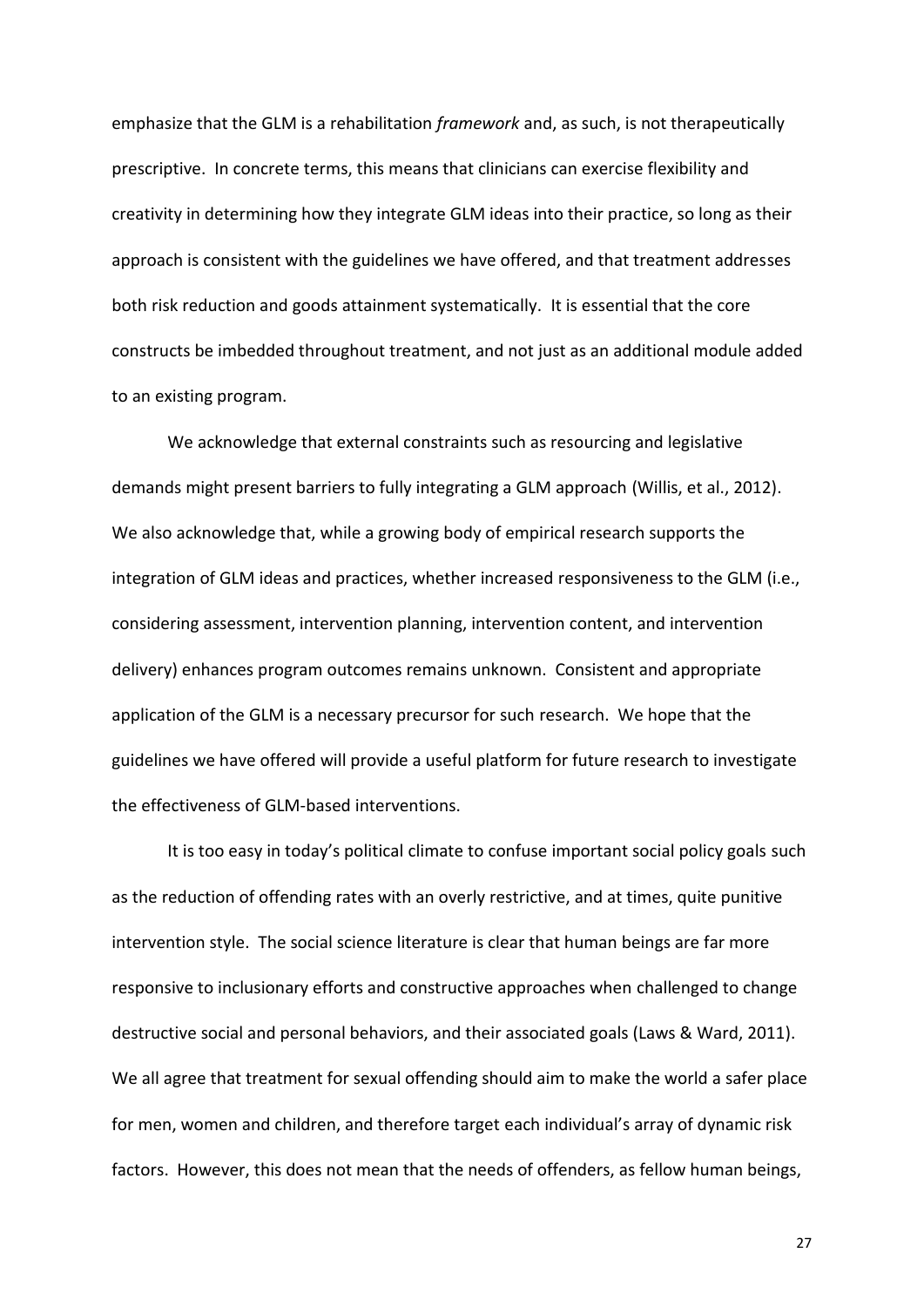emphasize that the GLM is a rehabilitation *framework* and, as such, is not therapeutically prescriptive. In concrete terms, this means that clinicians can exercise flexibility and creativity in determining how they integrate GLM ideas into their practice, so long as their approach is consistent with the guidelines we have offered, and that treatment addresses both risk reduction and goods attainment systematically. It is essential that the core constructs be imbedded throughout treatment, and not just as an additional module added to an existing program.

We acknowledge that external constraints such as resourcing and legislative demands might present barriers to fully integrating a GLM approach (Willis, et al., 2012). We also acknowledge that, while a growing body of empirical research supports the integration of GLM ideas and practices, whether increased responsiveness to the GLM (i.e., considering assessment, intervention planning, intervention content, and intervention delivery) enhances program outcomes remains unknown. Consistent and appropriate application of the GLM is a necessary precursor for such research. We hope that the guidelines we have offered will provide a useful platform for future research to investigate the effectiveness of GLM-based interventions.

It is too easy in today's political climate to confuse important social policy goals such as the reduction of offending rates with an overly restrictive, and at times, quite punitive intervention style. The social science literature is clear that human beings are far more responsive to inclusionary efforts and constructive approaches when challenged to change destructive social and personal behaviors, and their associated goals (Laws & Ward, 2011). We all agree that treatment for sexual offending should aim to make the world a safer place for men, women and children, and therefore target each individual's array of dynamic risk factors. However, this does not mean that the needs of offenders, as fellow human beings,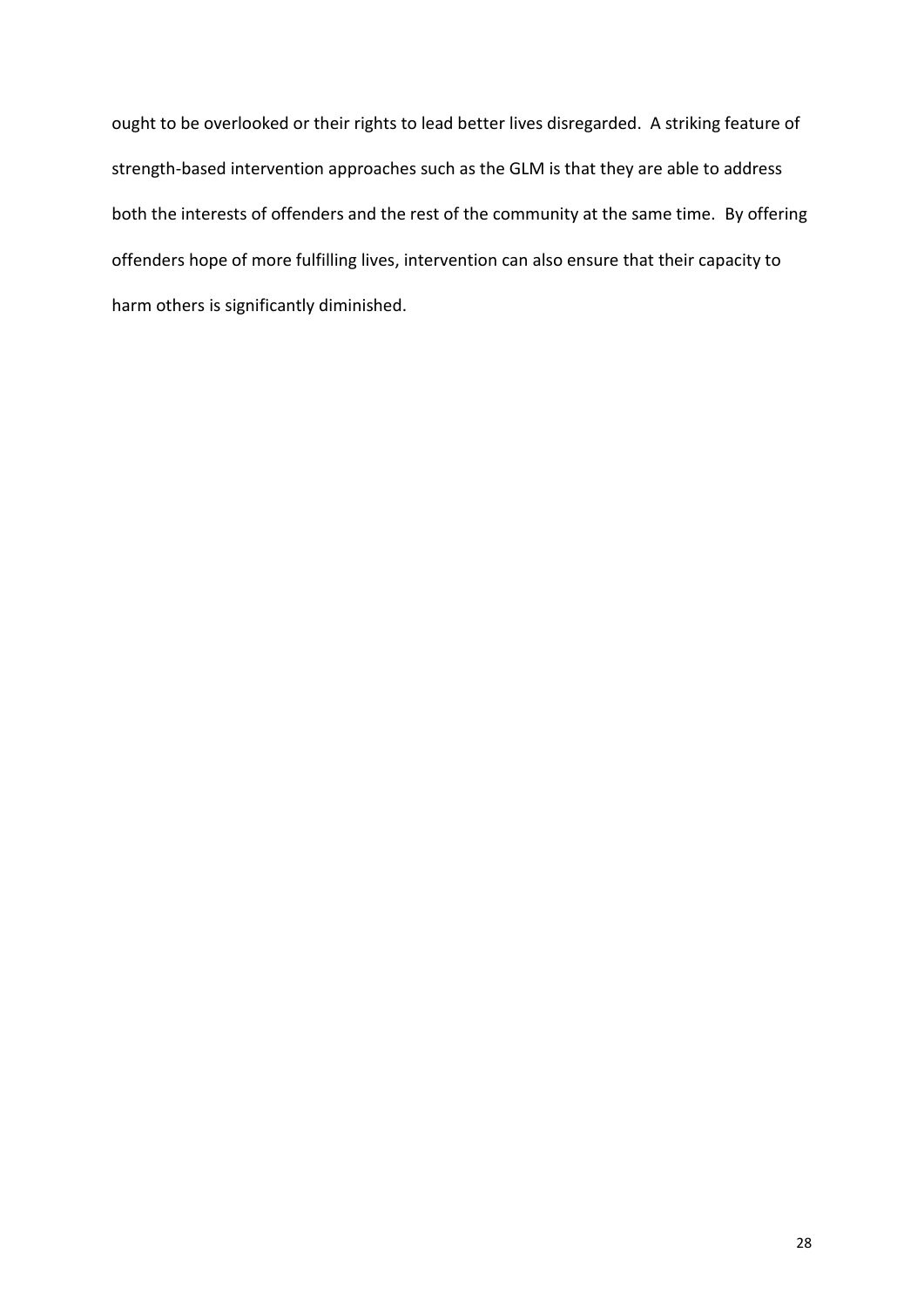ought to be overlooked or their rights to lead better lives disregarded. A striking feature of strength-based intervention approaches such as the GLM is that they are able to address both the interests of offenders and the rest of the community at the same time. By offering offenders hope of more fulfilling lives, intervention can also ensure that their capacity to harm others is significantly diminished.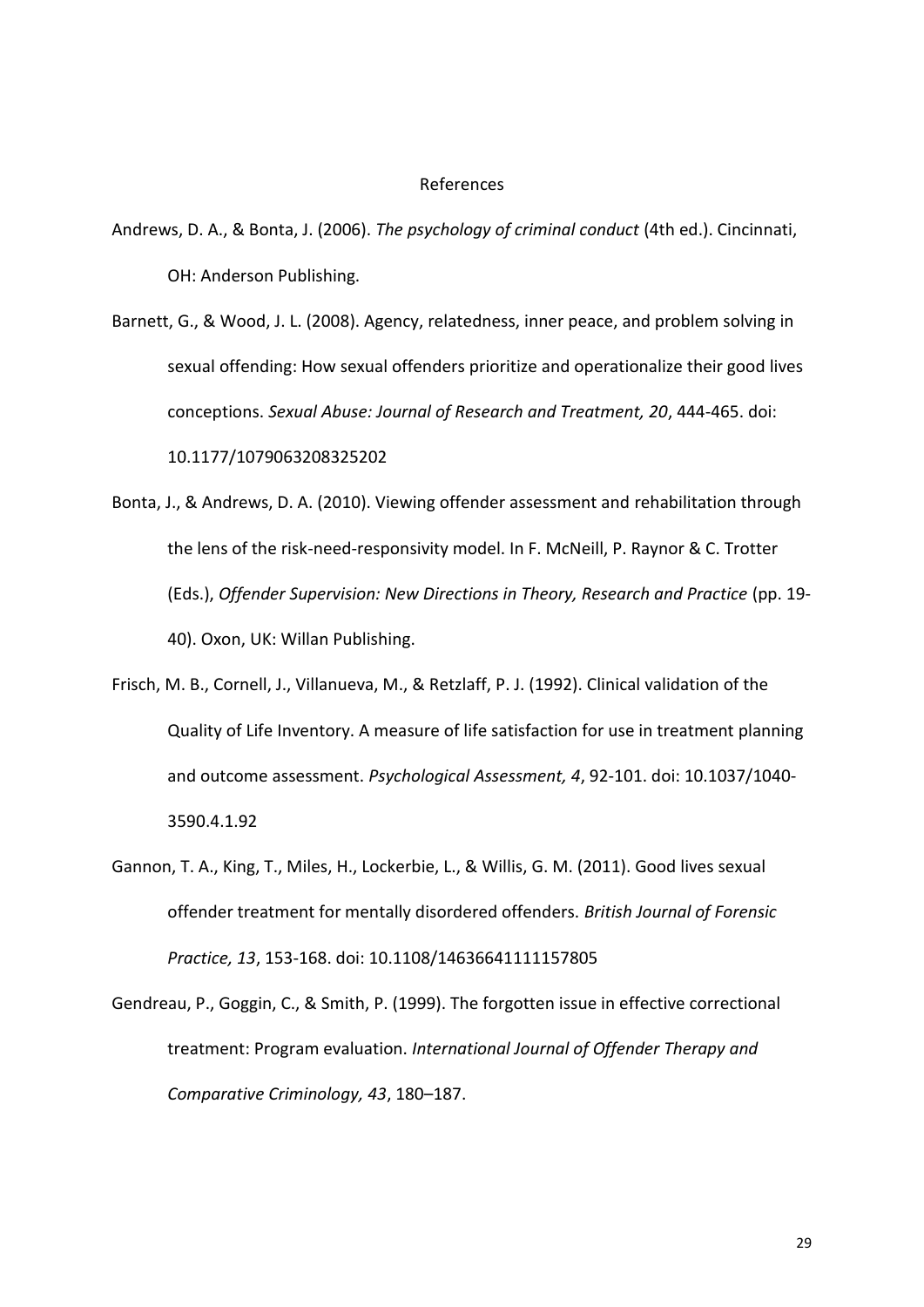# References

Andrews, D. A., & Bonta, J. (2006). *The psychology of criminal conduct* (4th ed.). Cincinnati, OH: Anderson Publishing.

Barnett, G., & Wood, J. L. (2008). Agency, relatedness, inner peace, and problem solving in sexual offending: How sexual offenders prioritize and operationalize their good lives conceptions. *Sexual Abuse: Journal of Research and Treatment, 20*, 444-465. doi: 10.1177/1079063208325202

Bonta, J., & Andrews, D. A. (2010). Viewing offender assessment and rehabilitation through the lens of the risk-need-responsivity model. In F. McNeill, P. Raynor & C. Trotter (Eds.), *Offender Supervision: New Directions in Theory, Research and Practice* (pp. 19-40). Oxon, UK: Willan Publishing.

Frisch, M. B., Cornell, J., Villanueva, M., & Retzlaff, P. J. (1992). Clinical validation of the Quality of Life Inventory. A measure of life satisfaction for use in treatment planning and outcome assessment. *Psychological Assessment, 4*, 92-101. doi: 10.1037/1040-3590.4.1.92

Gannon, T. A., King, T., Miles, H., Lockerbie, L., & Willis, G. M. (2011). Good lives sexual offender treatment for mentally disordered offenders. *British Journal of Forensic Practice, 13*, 153-168. doi: 10.1108/14636641111157805

Gendreau, P., Goggin, C., & Smith, P. (1999). The forgotten issue in effective correctional treatment: Program evaluation. *International Journal of Offender Therapy and Comparative Criminology, 43*, 180–187.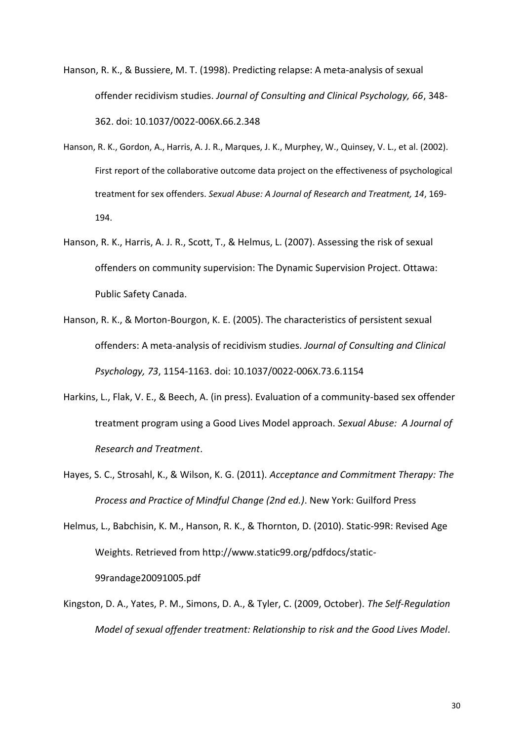Hanson, R. K., & Bussiere, M. T. (1998). Predicting relapse: A meta-analysis of sexual offender recidivism studies. *Journal of Consulting and Clinical Psychology, 66*, 348-362. doi: 10.1037/0022-006X.66.2.348

Hanson, R. K., Gordon, A., Harris, A. J. R., Marques, J. K., Murphey, W., Quinsey, V. L., et al. (2002). First report of the collaborative outcome data project on the effectiveness of psychological treatment for sex offenders. *Sexual Abuse: A Journal of Research and Treatment, 14*, 169-194.

Hanson, R. K., Harris, A. J. R., Scott, T., & Helmus, L. (2007). Assessing the risk of sexual offenders on community supervision: The Dynamic Supervision Project. Ottawa: Public Safety Canada.

Hanson, R. K., & Morton-Bourgon, K. E. (2005). The characteristics of persistent sexual offenders: A meta-analysis of recidivism studies. *Journal of Consulting and Clinical Psychology, 73*, 1154-1163. doi: 10.1037/0022-006X.73.6.1154

Harkins, L., Flak, V. E., & Beech, A. (in press). Evaluation of a community-based sex offender treatment program using a Good Lives Model approach. *Sexual Abuse: A Journal of Research and Treatment*.

Hayes, S. C., Strosahl, K., & Wilson, K. G. (2011). *Acceptance and Commitment Therapy: The Process and Practice of Mindful Change (2nd ed.)*. New York: Guilford Press

Helmus, L., Babchisin, K. M., Hanson, R. K., & Thornton, D. (2010). Static-99R: Revised Age Weights. Retrieved from http://www.static99.org/pdfdocs/static-99randage20091005.pdf

Kingston, D. A., Yates, P. M., Simons, D. A., & Tyler, C. (2009, October). *The Self-Regulation Model of sexual offender treatment: Relationship to risk and the Good Lives Model*.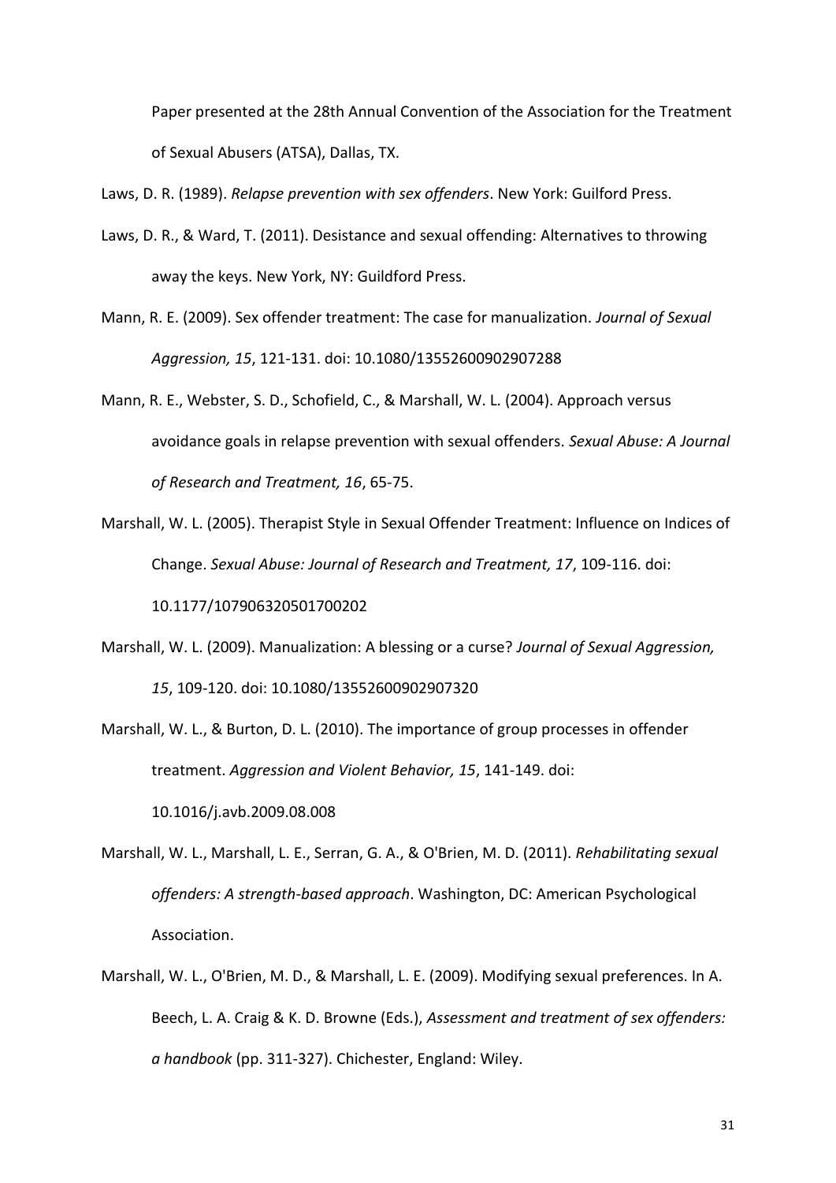Paper presented at the 28th Annual Convention of the Association for the Treatment of Sexual Abusers (ATSA), Dallas, TX.

Laws, D. R. (1989). *Relapse prevention with sex offenders*. New York: Guilford Press.

Laws, D. R., & Ward, T. (2011). Desistance and sexual offending: Alternatives to throwing away the keys. New York, NY: Guildford Press.

Mann, R. E. (2009). Sex offender treatment: The case for manualization. *Journal of Sexual Aggression, 15*, 121-131. doi: 10.1080/13552600902907288

Mann, R. E., Webster, S. D., Schofield, C., & Marshall, W. L. (2004). Approach versus avoidance goals in relapse prevention with sexual offenders. *Sexual Abuse: A Journal of Research and Treatment, 16*, 65-75.

Marshall, W. L. (2005). Therapist Style in Sexual Offender Treatment: Influence on Indices of Change. *Sexual Abuse: Journal of Research and Treatment, 17*, 109-116. doi: 10.1177/107906320501700202

Marshall, W. L. (2009). Manualization: A blessing or a curse? *Journal of Sexual Aggression, 15*, 109-120. doi: 10.1080/13552600902907320

Marshall, W. L., & Burton, D. L. (2010). The importance of group processes in offender treatment. *Aggression and Violent Behavior, 15*, 141-149. doi: 10.1016/j.avb.2009.08.008

Marshall, W. L., Marshall, L. E., Serran, G. A., & O'Brien, M. D. (2011). *Rehabilitating sexual offenders: A strength-based approach*. Washington, DC: American Psychological Association.

Marshall, W. L., O'Brien, M. D., & Marshall, L. E. (2009). Modifying sexual preferences. In A. Beech, L. A. Craig & K. D. Browne (Eds.), *Assessment and treatment of sex offenders: a handbook* (pp. 311-327). Chichester, England: Wiley.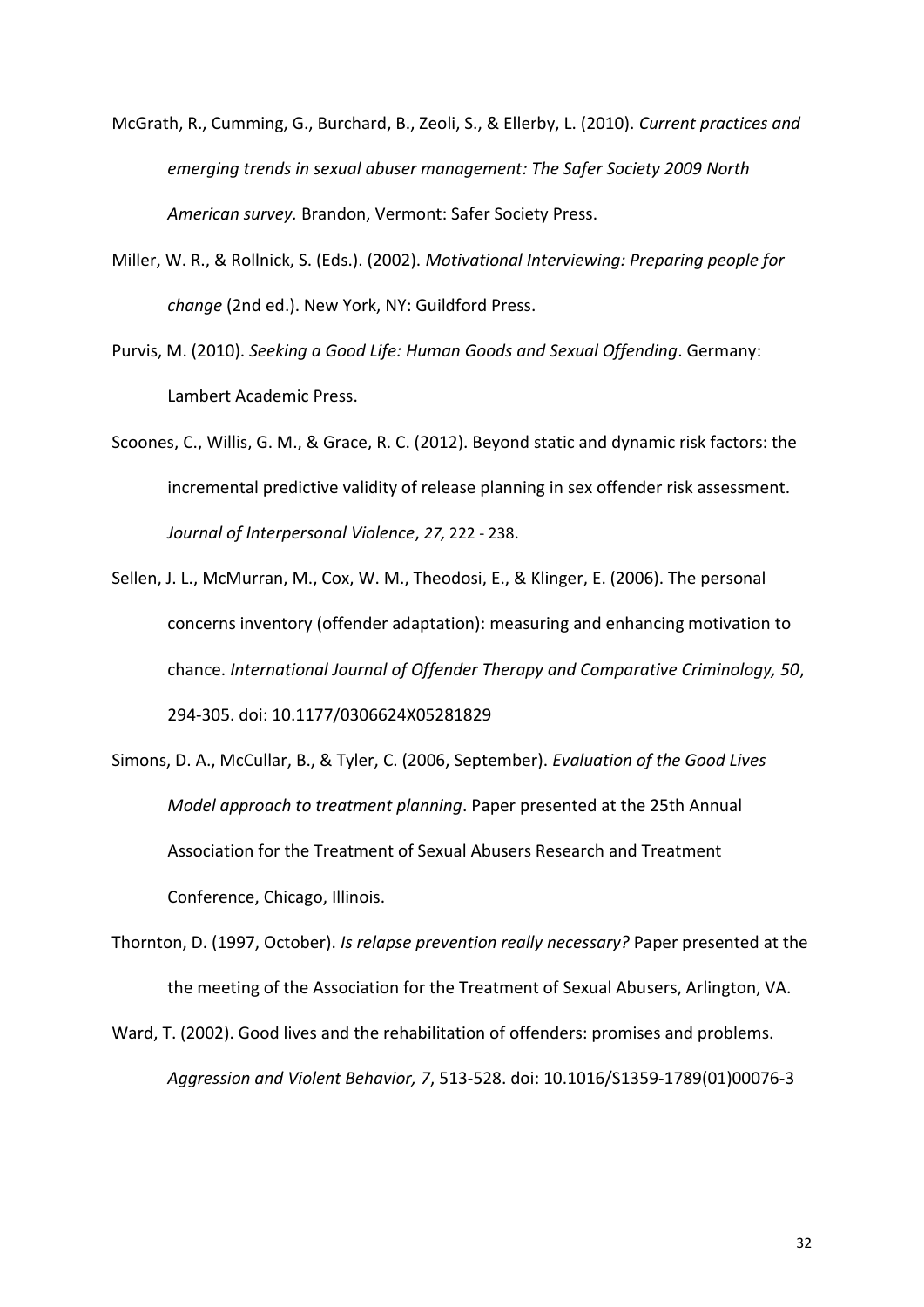McGrath, R., Cumming, G., Burchard, B., Zeoli, S., & Ellerby, L. (2010). *Current practices and emerging trends in sexual abuser management: The Safer Society 2009 North American survey.* Brandon, Vermont: Safer Society Press.

Miller, W. R., & Rollnick, S. (Eds.). (2002). *Motivational Interviewing: Preparing people for change* (2nd ed.). New York, NY: Guildford Press.

Purvis, M. (2010). *Seeking a Good Life: Human Goods and Sexual Offending*. Germany: Lambert Academic Press.

Scoones, C., Willis, G. M., & Grace, R. C. (2012). Beyond static and dynamic risk factors: the incremental predictive validity of release planning in sex offender risk assessment. *Journal of Interpersonal Violence*, *27,* 222 - 238.

Sellen, J. L., McMurran, M., Cox, W. M., Theodosi, E., & Klinger, E. (2006). The personal concerns inventory (offender adaptation): measuring and enhancing motivation to chance. *International Journal of Offender Therapy and Comparative Criminology, 50*, 294-305. doi: 10.1177/0306624X05281829

Simons, D. A., McCullar, B., & Tyler, C. (2006, September). *Evaluation of the Good Lives Model approach to treatment planning*. Paper presented at the 25th Annual Association for the Treatment of Sexual Abusers Research and Treatment Conference, Chicago, Illinois.

Thornton, D. (1997, October). *Is relapse prevention really necessary?* Paper presented at the the meeting of the Association for the Treatment of Sexual Abusers, Arlington, VA.

Ward, T. (2002). Good lives and the rehabilitation of offenders: promises and problems. *Aggression and Violent Behavior, 7*, 513-528. doi: 10.1016/S1359-1789(01)00076-3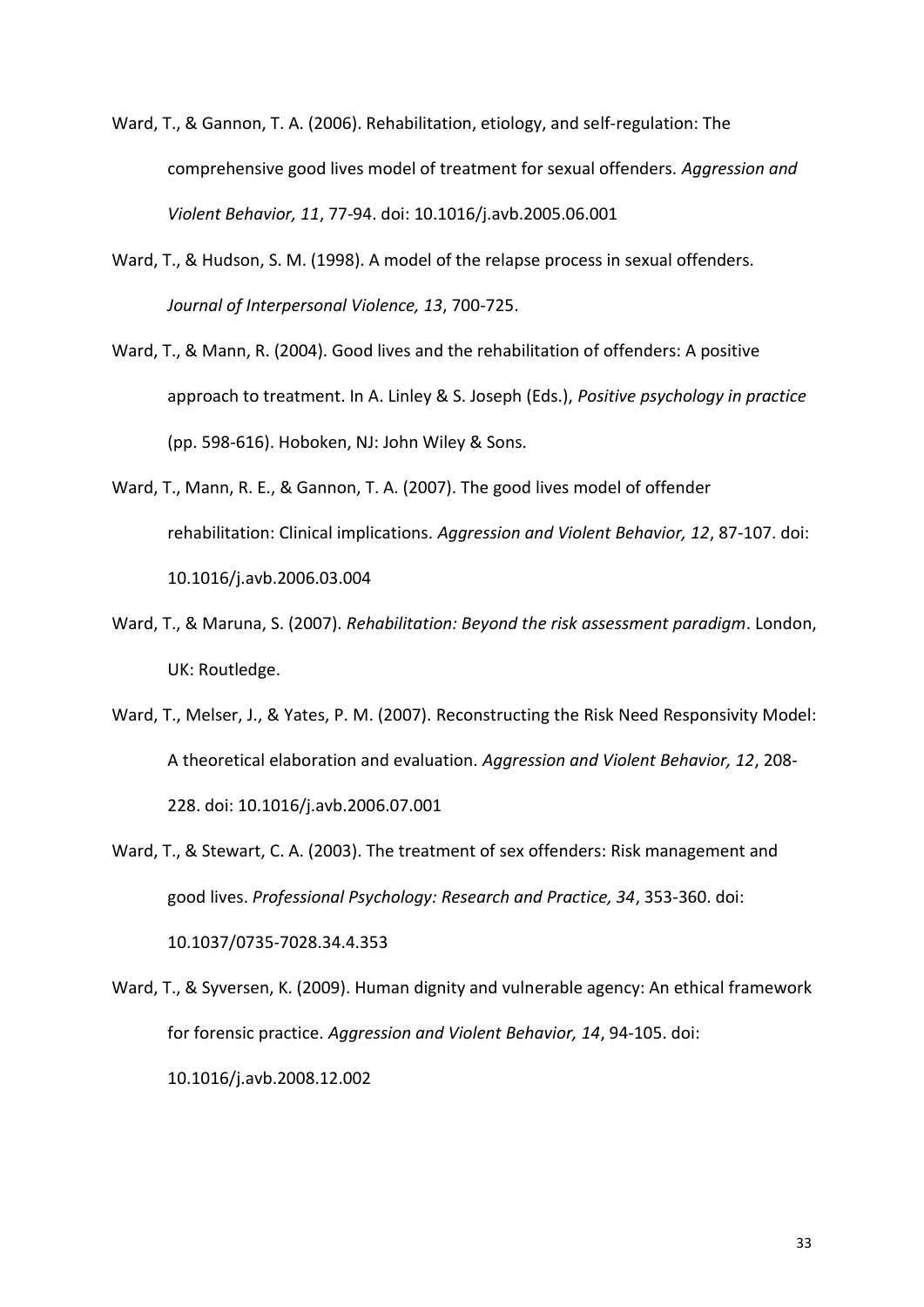Ward, T., & Gannon, T. A. (2006). Rehabilitation, etiology, and self-regulation: The comprehensive good lives model of treatment for sexual offenders. *Aggression and Violent Behavior, 11*, 77-94. doi: 10.1016/j.avb.2005.06.001

Ward, T., & Hudson, S. M. (1998). A model of the relapse process in sexual offenders. *Journal of Interpersonal Violence, 13*, 700-725.

Ward, T., & Mann, R. (2004). Good lives and the rehabilitation of offenders: A positive approach to treatment. In A. Linley & S. Joseph (Eds.), *Positive psychology in practice* (pp. 598-616). Hoboken, NJ: John Wiley & Sons.

Ward, T., Mann, R. E., & Gannon, T. A. (2007). The good lives model of offender rehabilitation: Clinical implications. *Aggression and Violent Behavior, 12*, 87-107. doi: 10.1016/j.avb.2006.03.004

Ward, T., & Maruna, S. (2007). *Rehabilitation: Beyond the risk assessment paradigm*. London, UK: Routledge.

Ward, T., Melser, J., & Yates, P. M. (2007). Reconstructing the Risk Need Responsivity Model: A theoretical elaboration and evaluation. *Aggression and Violent Behavior, 12*, 208-228. doi: 10.1016/j.avb.2006.07.001

Ward, T., & Stewart, C. A. (2003). The treatment of sex offenders: Risk management and good lives. *Professional Psychology: Research and Practice, 34*, 353-360. doi: 10.1037/0735-7028.34.4.353

Ward, T., & Syversen, K. (2009). Human dignity and vulnerable agency: An ethical framework for forensic practice. *Aggression and Violent Behavior, 14*, 94-105. doi: 10.1016/j.avb.2008.12.002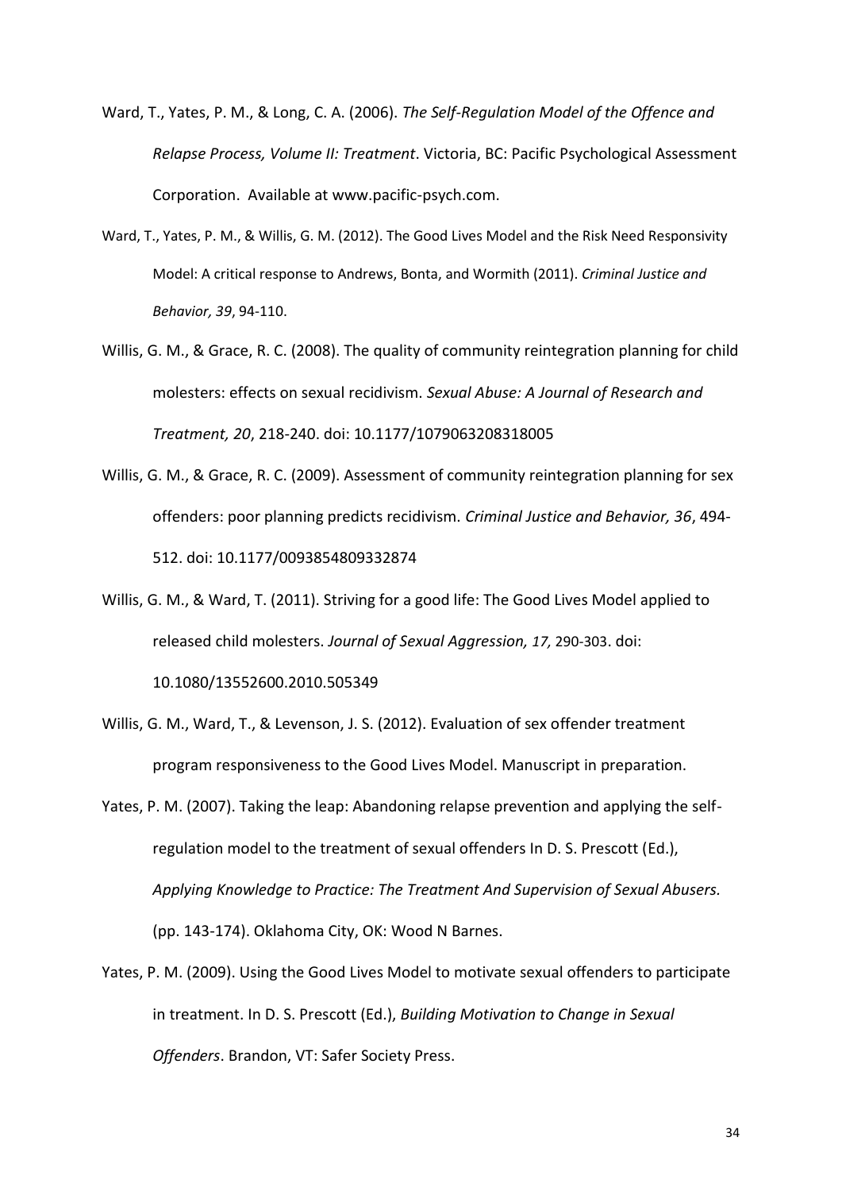Ward, T., Yates, P. M., & Long, C. A. (2006). *The Self-Regulation Model of the Offence and Relapse Process, Volume II: Treatment*. Victoria, BC: Pacific Psychological Assessment Corporation. Available at www.pacific-psych.com.

Ward, T., Yates, P. M., & Willis, G. M. (2012). The Good Lives Model and the Risk Need Responsivity Model: A critical response to Andrews, Bonta, and Wormith (2011). *Criminal Justice and Behavior, 39*, 94-110.

Willis, G. M., & Grace, R. C. (2008). The quality of community reintegration planning for child molesters: effects on sexual recidivism. *Sexual Abuse: A Journal of Research and Treatment, 20*, 218-240. doi: 10.1177/1079063208318005

Willis, G. M., & Grace, R. C. (2009). Assessment of community reintegration planning for sex offenders: poor planning predicts recidivism. *Criminal Justice and Behavior, 36*, 494-512. doi: 10.1177/0093854809332874

Willis, G. M., & Ward, T. (2011). Striving for a good life: The Good Lives Model applied to released child molesters. *Journal of Sexual Aggression, 17,* 290-303. doi: 10.1080/13552600.2010.505349

Willis, G. M., Ward, T., & Levenson, J. S. (2012). Evaluation of sex offender treatment program responsiveness to the Good Lives Model. Manuscript in preparation.

Yates, P. M. (2007). Taking the leap: Abandoning relapse prevention and applying the self-regulation model to the treatment of sexual offenders In D. S. Prescott (Ed.), *Applying Knowledge to Practice: The Treatment And Supervision of Sexual Abusers.* (pp. 143-174). Oklahoma City, OK: Wood N Barnes.

Yates, P. M. (2009). Using the Good Lives Model to motivate sexual offenders to participate in treatment. In D. S. Prescott (Ed.), *Building Motivation to Change in Sexual Offenders*. Brandon, VT: Safer Society Press.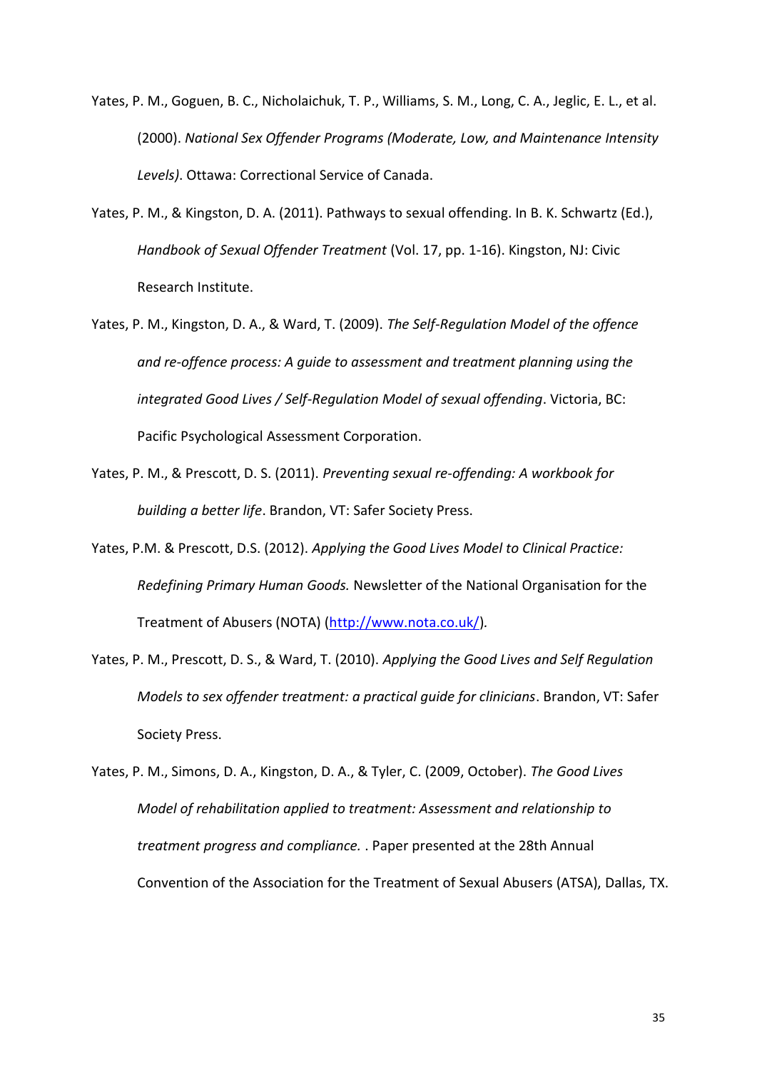Yates, P. M., Goguen, B. C., Nicholaichuk, T. P., Williams, S. M., Long, C. A., Jeglic, E. L., et al. (2000). *National Sex Offender Programs (Moderate, Low, and Maintenance Intensity Levels)*. Ottawa: Correctional Service of Canada.

Yates, P. M., & Kingston, D. A. (2011). Pathways to sexual offending. In B. K. Schwartz (Ed.), *Handbook of Sexual Offender Treatment* (Vol. 17, pp. 1-16). Kingston, NJ: Civic Research Institute.

Yates, P. M., Kingston, D. A., & Ward, T. (2009). *The Self-Regulation Model of the offence and re-offence process: A guide to assessment and treatment planning using the integrated Good Lives / Self-Regulation Model of sexual offending*. Victoria, BC: Pacific Psychological Assessment Corporation.

Yates, P. M., & Prescott, D. S. (2011). *Preventing sexual re-offending: A workbook for building a better life*. Brandon, VT: Safer Society Press.

Yates, P.M. & Prescott, D.S. (2012). *Applying the Good Lives Model to Clinical Practice: Redefining Primary Human Goods.* Newsletter of the National Organisation for the Treatment of Abusers (NOTA) (http://www.nota.co.uk/).

Yates, P. M., Prescott, D. S., & Ward, T. (2010). *Applying the Good Lives and Self Regulation Models to sex offender treatment: a practical guide for clinicians*. Brandon, VT: Safer Society Press.

Yates, P. M., Simons, D. A., Kingston, D. A., & Tyler, C. (2009, October). *The Good Lives Model of rehabilitation applied to treatment: Assessment and relationship to treatment progress and compliance.* . Paper presented at the 28th Annual Convention of the Association for the Treatment of Sexual Abusers (ATSA), Dallas, TX.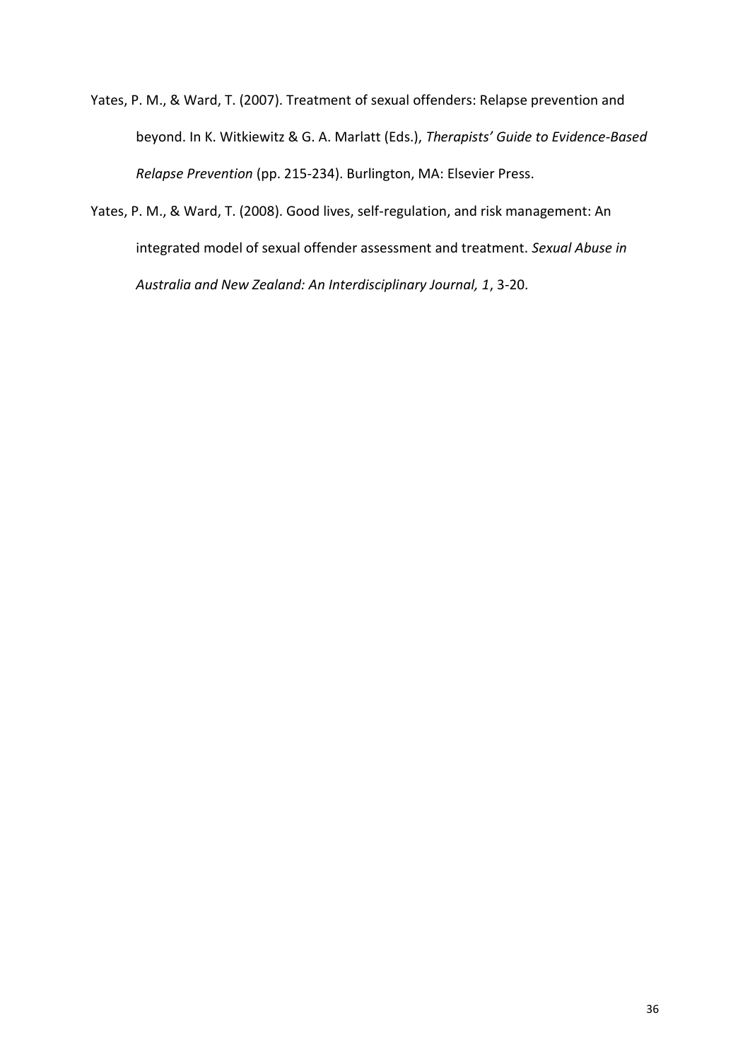Yates, P. M., & Ward, T. (2007). Treatment of sexual offenders: Relapse prevention and beyond. In K. Witkiewitz & G. A. Marlatt (Eds.), *Therapists' Guide to Evidence-Based Relapse Prevention* (pp. 215-234). Burlington, MA: Elsevier Press.

Yates, P. M., & Ward, T. (2008). Good lives, self-regulation, and risk management: An integrated model of sexual offender assessment and treatment. *Sexual Abuse in Australia and New Zealand: An Interdisciplinary Journal, 1*, 3-20.